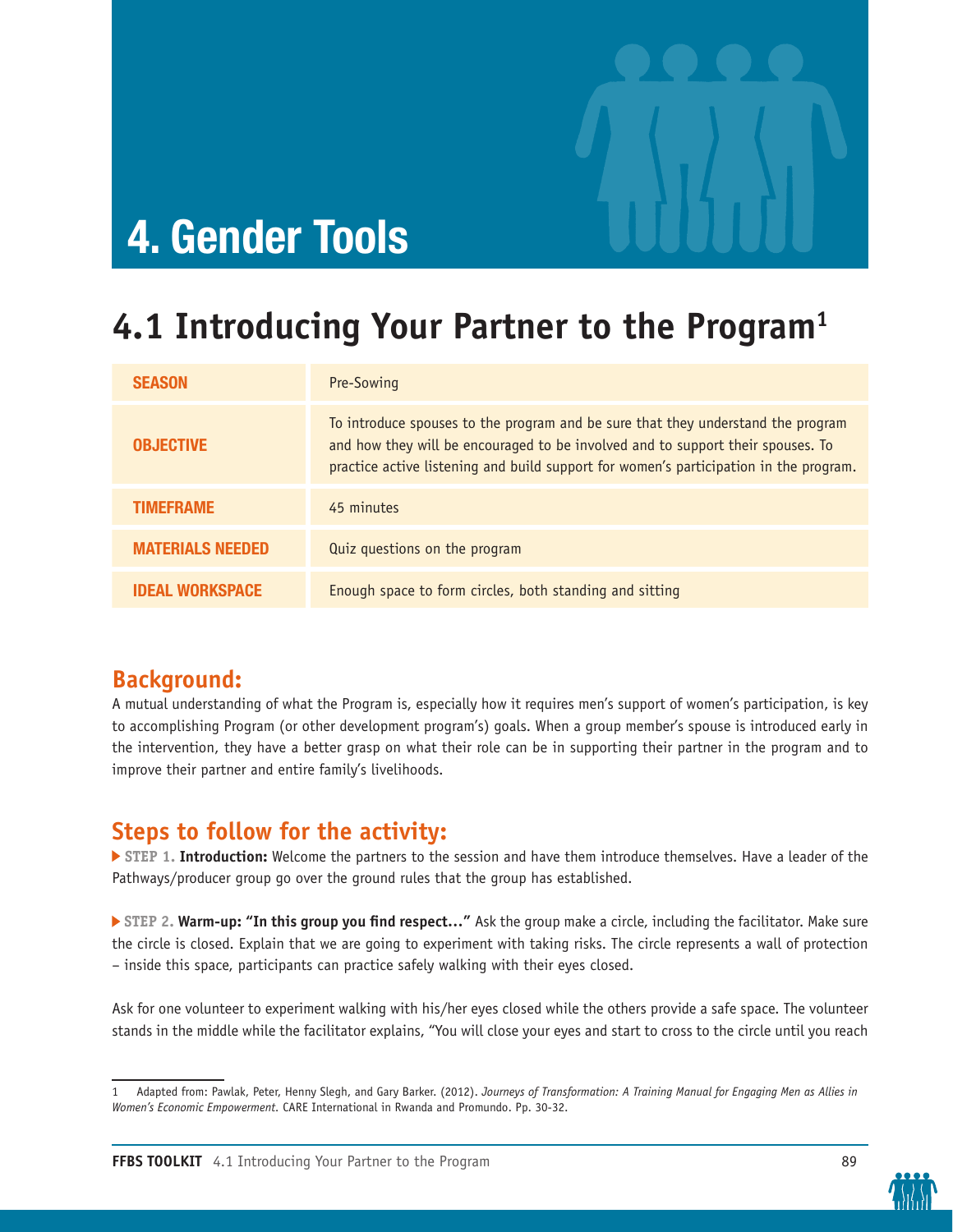# 4. Gender Tools

## 4.1 Introducing Your Partner to the Program[1]

| | |
|---|---|
| **SEASON** | Pre-Sowing |
| **OBJECTIVE** | To introduce spouses to the program and be sure that they understand the program and how they will be encouraged to be involved and to support their spouses. To practice active listening and build support for women's participation in the program. |
| **TIMEFRAME** | 45 minutes |
| **MATERIALS NEEDED** | Quiz questions on the program |
| **IDEAL WORKSPACE** | Enough space to form circles, both standing and sitting |

### Background:

A mutual understanding of what the Program is, especially how it requires men's support of women's participation, is key to accomplishing Program (or other development program's) goals. When a group member's spouse is introduced early in the intervention, they have a better grasp on what their role can be in supporting their partner in the program and to improve their partner and entire family's livelihoods.

### Steps to follow for the activity:

▶ **STEP 1. Introduction:** Welcome the partners to the session and have them introduce themselves. Have a leader of the Pathways/producer group go over the ground rules that the group has established.

▶ **STEP 2. Warm-up: "In this group you find respect…"** Ask the group make a circle, including the facilitator. Make sure the circle is closed. Explain that we are going to experiment with taking risks. The circle represents a wall of protection – inside this space, participants can practice safely walking with their eyes closed.

Ask for one volunteer to experiment walking with his/her eyes closed while the others provide a safe space. The volunteer stands in the middle while the facilitator explains, "You will close your eyes and start to cross to the circle until you reach

---

1 Adapted from: Pawlak, Peter, Henny Slegh, and Gary Barker. (2012). *Journeys of Transformation: A Training Manual for Engaging Men as Allies in Women's Economic Empowerment.* CARE International in Rwanda and Promundo. Pp. 30-32.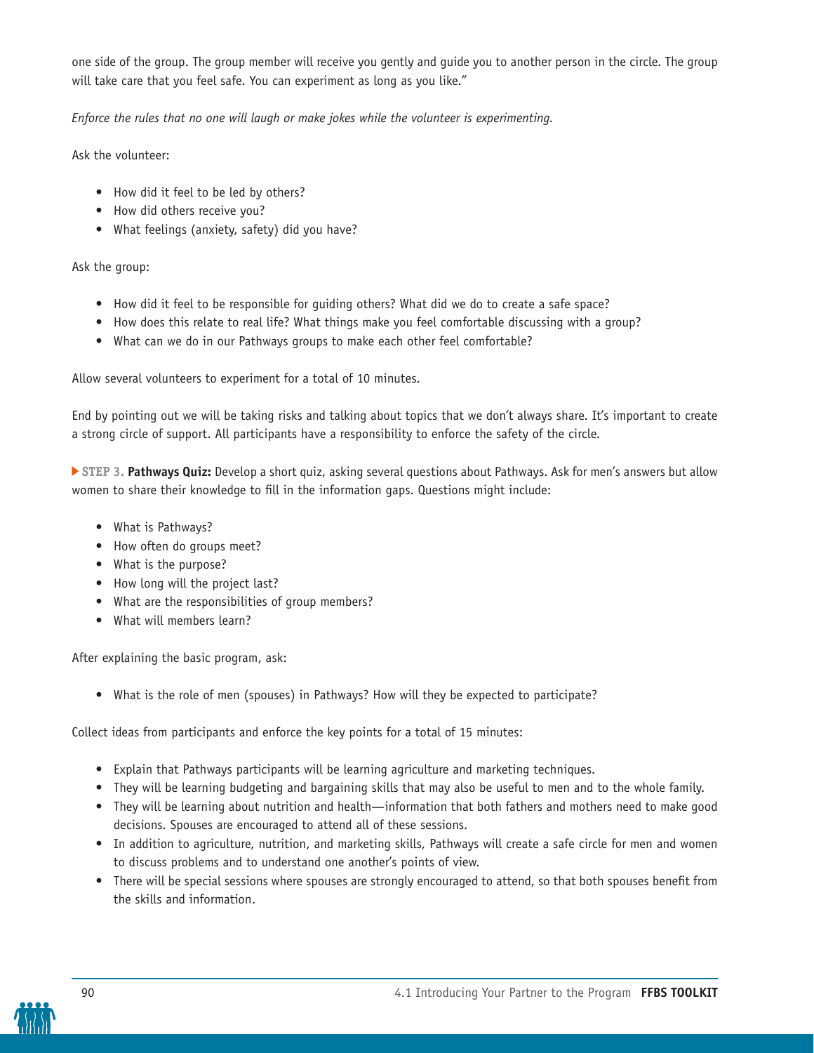one side of the group. The group member will receive you gently and guide you to another person in the circle. The group will take care that you feel safe. You can experiment as long as you like."

*Enforce the rules that no one will laugh or make jokes while the volunteer is experimenting.*

Ask the volunteer:

- How did it feel to be led by others?
- How did others receive you?
- What feelings (anxiety, safety) did you have?

Ask the group:

- How did it feel to be responsible for guiding others? What did we do to create a safe space?
- How does this relate to real life? What things make you feel comfortable discussing with a group?
- What can we do in our Pathways groups to make each other feel comfortable?

Allow several volunteers to experiment for a total of 10 minutes.

End by pointing out we will be taking risks and talking about topics that we don't always share. It's important to create a strong circle of support. All participants have a responsibility to enforce the safety of the circle.

**STEP 3. Pathways Quiz:** Develop a short quiz, asking several questions about Pathways. Ask for men's answers but allow women to share their knowledge to fill in the information gaps. Questions might include:

- What is Pathways?
- How often do groups meet?
- What is the purpose?
- How long will the project last?
- What are the responsibilities of group members?
- What will members learn?

After explaining the basic program, ask:

- What is the role of men (spouses) in Pathways? How will they be expected to participate?

Collect ideas from participants and enforce the key points for a total of 15 minutes:

- Explain that Pathways participants will be learning agriculture and marketing techniques.
- They will be learning budgeting and bargaining skills that may also be useful to men and to the whole family.
- They will be learning about nutrition and health—information that both fathers and mothers need to make good decisions. Spouses are encouraged to attend all of these sessions.
- In addition to agriculture, nutrition, and marketing skills, Pathways will create a safe circle for men and women to discuss problems and to understand one another's points of view.
- There will be special sessions where spouses are strongly encouraged to attend, so that both spouses benefit from the skills and information.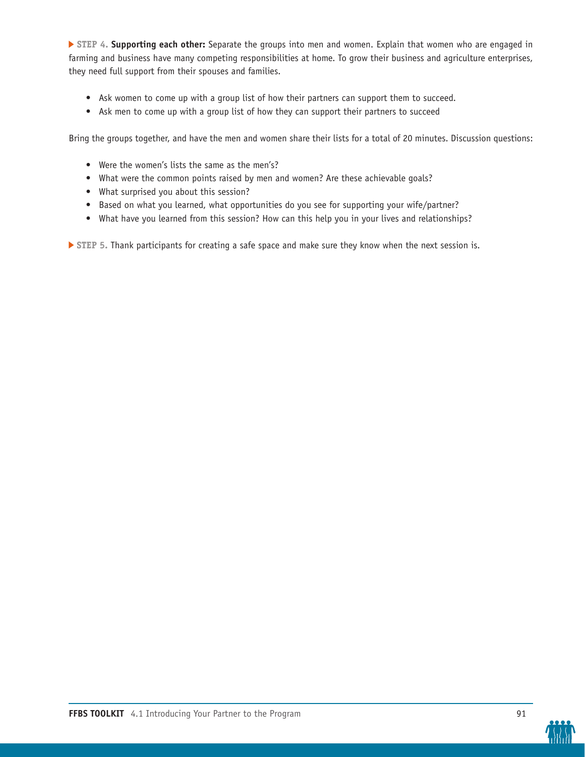▶ **STEP 4. Supporting each other:** Separate the groups into men and women. Explain that women who are engaged in farming and business have many competing responsibilities at home. To grow their business and agriculture enterprises, they need full support from their spouses and families.

- Ask women to come up with a group list of how their partners can support them to succeed.
- Ask men to come up with a group list of how they can support their partners to succeed

Bring the groups together, and have the men and women share their lists for a total of 20 minutes. Discussion questions:

- Were the women's lists the same as the men's?
- What were the common points raised by men and women? Are these achievable goals?
- What surprised you about this session?
- Based on what you learned, what opportunities do you see for supporting your wife/partner?
- What have you learned from this session? How can this help you in your lives and relationships?

▶ **STEP 5.** Thank participants for creating a safe space and make sure they know when the next session is.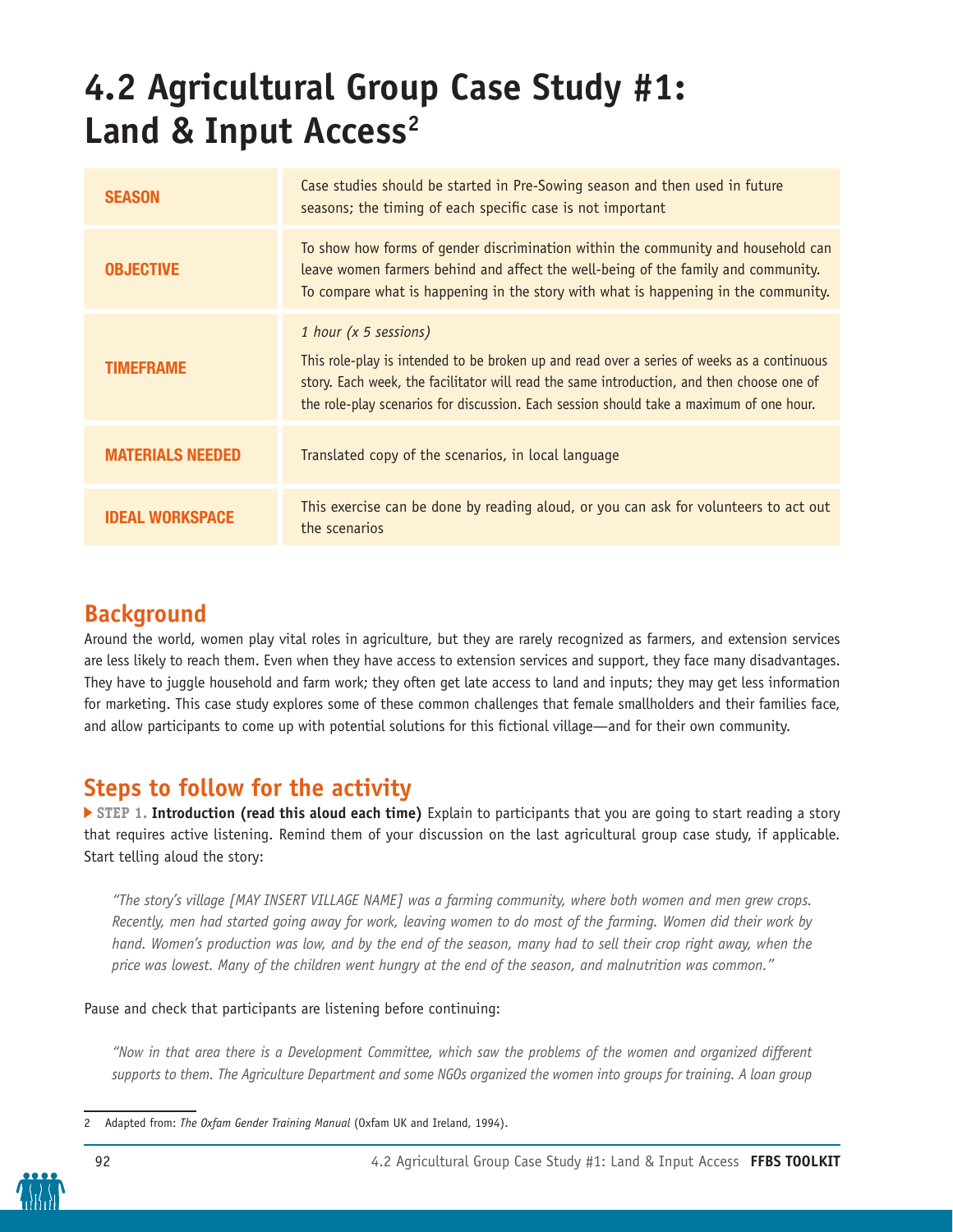# 4.2 Agricultural Group Case Study #1: Land & Input Access[2]

| | |
|---|---|
| **SEASON** | Case studies should be started in Pre-Sowing season and then used in future seasons; the timing of each specific case is not important |
| **OBJECTIVE** | To show how forms of gender discrimination within the community and household can leave women farmers behind and affect the well-being of the family and community. To compare what is happening in the story with what is happening in the community. |
| **TIMEFRAME** | *1 hour (x 5 sessions)* This role-play is intended to be broken up and read over a series of weeks as a continuous story. Each week, the facilitator will read the same introduction, and then choose one of the role-play scenarios for discussion. Each session should take a maximum of one hour. |
| **MATERIALS NEEDED** | Translated copy of the scenarios, in local language |
| **IDEAL WORKSPACE** | This exercise can be done by reading aloud, or you can ask for volunteers to act out the scenarios |

## Background

Around the world, women play vital roles in agriculture, but they are rarely recognized as farmers, and extension services are less likely to reach them. Even when they have access to extension services and support, they face many disadvantages. They have to juggle household and farm work; they often get late access to land and inputs; they may get less information for marketing. This case study explores some of these common challenges that female smallholders and their families face, and allow participants to come up with potential solutions for this fictional village—and for their own community.

## Steps to follow for the activity

▶ **STEP 1. Introduction (read this aloud each time)** Explain to participants that you are going to start reading a story that requires active listening. Remind them of your discussion on the last agricultural group case study, if applicable. Start telling aloud the story:

> *"The story's village [MAY INSERT VILLAGE NAME] was a farming community, where both women and men grew crops. Recently, men had started going away for work, leaving women to do most of the farming. Women did their work by hand. Women's production was low, and by the end of the season, many had to sell their crop right away, when the price was lowest. Many of the children went hungry at the end of the season, and malnutrition was common."*

Pause and check that participants are listening before continuing:

> *"Now in that area there is a Development Committee, which saw the problems of the women and organized different supports to them. The Agriculture Department and some NGOs organized the women into groups for training. A loan group*

2 Adapted from: *The Oxfam Gender Training Manual* (Oxfam UK and Ireland, 1994).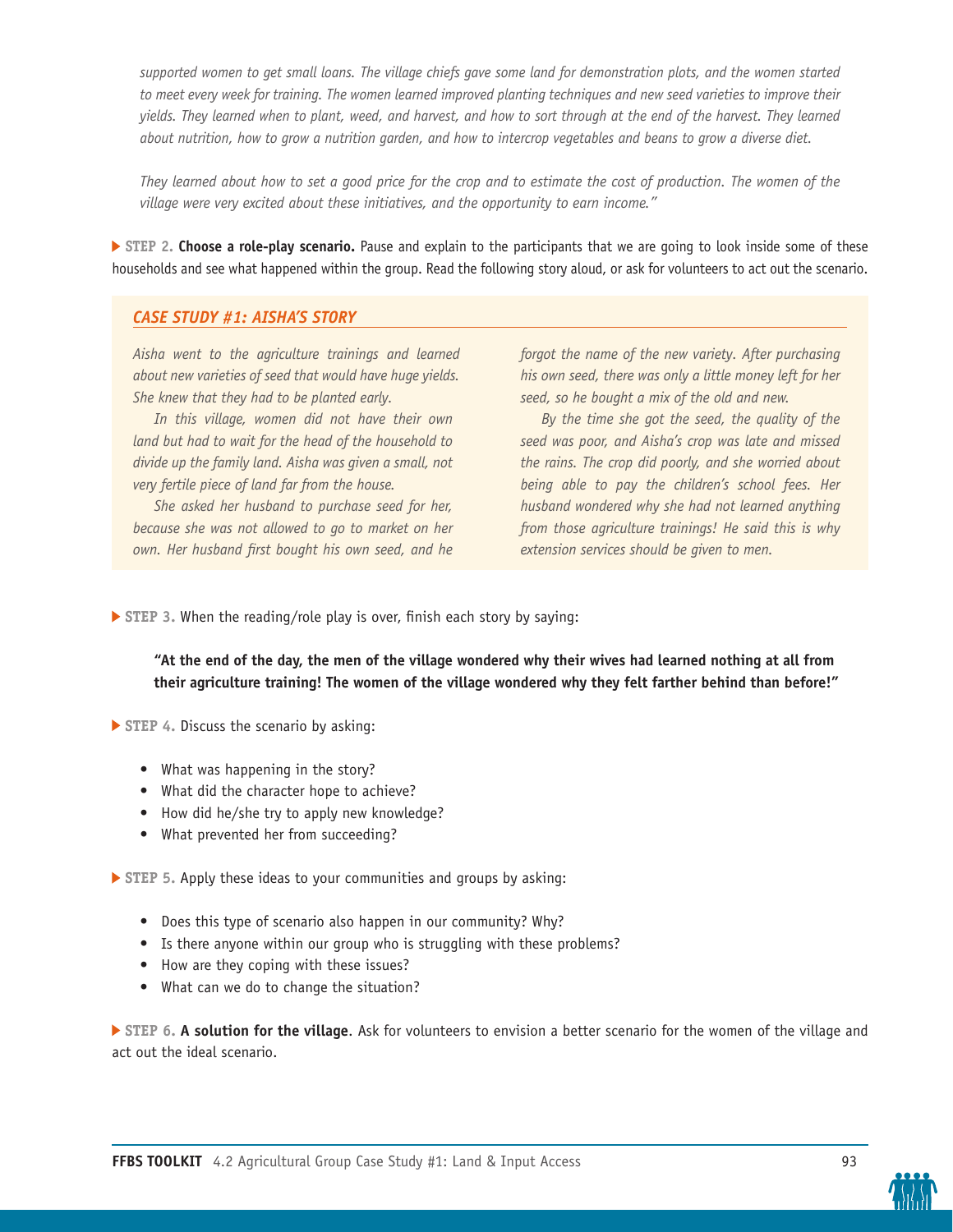*supported women to get small loans. The village chiefs gave some land for demonstration plots, and the women started to meet every week for training. The women learned improved planting techniques and new seed varieties to improve their yields. They learned when to plant, weed, and harvest, and how to sort through at the end of the harvest. They learned about nutrition, how to grow a nutrition garden, and how to intercrop vegetables and beans to grow a diverse diet.*

*They learned about how to set a good price for the crop and to estimate the cost of production. The women of the village were very excited about these initiatives, and the opportunity to earn income."*

▶ **STEP 2. Choose a role-play scenario.** Pause and explain to the participants that we are going to look inside some of these households and see what happened within the group. Read the following story aloud, or ask for volunteers to act out the scenario.

### *CASE STUDY #1: AISHA'S STORY*

*Aisha went to the agriculture trainings and learned about new varieties of seed that would have huge yields. She knew that they had to be planted early.*

*In this village, women did not have their own land but had to wait for the head of the household to divide up the family land. Aisha was given a small, not very fertile piece of land far from the house.*

*She asked her husband to purchase seed for her, because she was not allowed to go to market on her own. Her husband first bought his own seed, and he forgot the name of the new variety. After purchasing his own seed, there was only a little money left for her seed, so he bought a mix of the old and new.*

*By the time she got the seed, the quality of the seed was poor, and Aisha's crop was late and missed the rains. The crop did poorly, and she worried about being able to pay the children's school fees. Her husband wondered why she had not learned anything from those agriculture trainings! He said this is why extension services should be given to men.*

▶ **STEP 3.** When the reading/role play is over, finish each story by saying:

> **"At the end of the day, the men of the village wondered why their wives had learned nothing at all from their agriculture training! The women of the village wondered why they felt farther behind than before!"**

▶ **STEP 4.** Discuss the scenario by asking:

- What was happening in the story?
- What did the character hope to achieve?
- How did he/she try to apply new knowledge?
- What prevented her from succeeding?

▶ **STEP 5.** Apply these ideas to your communities and groups by asking:

- Does this type of scenario also happen in our community? Why?
- Is there anyone within our group who is struggling with these problems?
- How are they coping with these issues?
- What can we do to change the situation?

▶ **STEP 6. A solution for the village**. Ask for volunteers to envision a better scenario for the women of the village and act out the ideal scenario.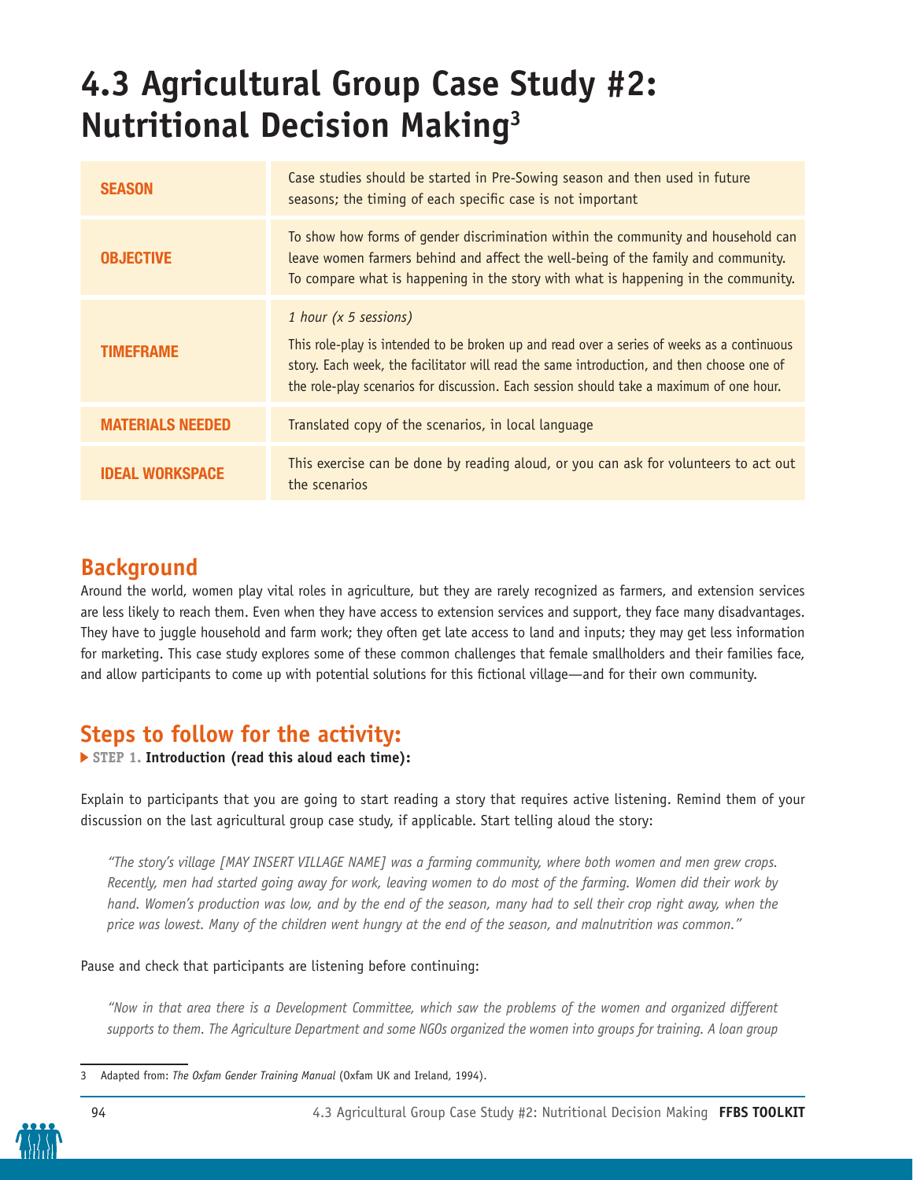# 4.3 Agricultural Group Case Study #2: Nutritional Decision Making[3]

| | |
|---|---|
| **SEASON** | Case studies should be started in Pre-Sowing season and then used in future seasons; the timing of each specific case is not important |
| **OBJECTIVE** | To show how forms of gender discrimination within the community and household can leave women farmers behind and affect the well-being of the family and community. To compare what is happening in the story with what is happening in the community. |
| **TIMEFRAME** | *1 hour (x 5 sessions)*<br>This role-play is intended to be broken up and read over a series of weeks as a continuous story. Each week, the facilitator will read the same introduction, and then choose one of the role-play scenarios for discussion. Each session should take a maximum of one hour. |
| **MATERIALS NEEDED** | Translated copy of the scenarios, in local language |
| **IDEAL WORKSPACE** | This exercise can be done by reading aloud, or you can ask for volunteers to act out the scenarios |

## Background

Around the world, women play vital roles in agriculture, but they are rarely recognized as farmers, and extension services are less likely to reach them. Even when they have access to extension services and support, they face many disadvantages. They have to juggle household and farm work; they often get late access to land and inputs; they may get less information for marketing. This case study explores some of these common challenges that female smallholders and their families face, and allow participants to come up with potential solutions for this fictional village—and for their own community.

## Steps to follow for the activity:

**STEP 1. Introduction (read this aloud each time):**

Explain to participants that you are going to start reading a story that requires active listening. Remind them of your discussion on the last agricultural group case study, if applicable. Start telling aloud the story:

*"The story's village [MAY INSERT VILLAGE NAME] was a farming community, where both women and men grew crops. Recently, men had started going away for work, leaving women to do most of the farming. Women did their work by hand. Women's production was low, and by the end of the season, many had to sell their crop right away, when the price was lowest. Many of the children went hungry at the end of the season, and malnutrition was common."*

Pause and check that participants are listening before continuing:

*"Now in that area there is a Development Committee, which saw the problems of the women and organized different supports to them. The Agriculture Department and some NGOs organized the women into groups for training. A loan group*

---

3 Adapted from: *The Oxfam Gender Training Manual* (Oxfam UK and Ireland, 1994).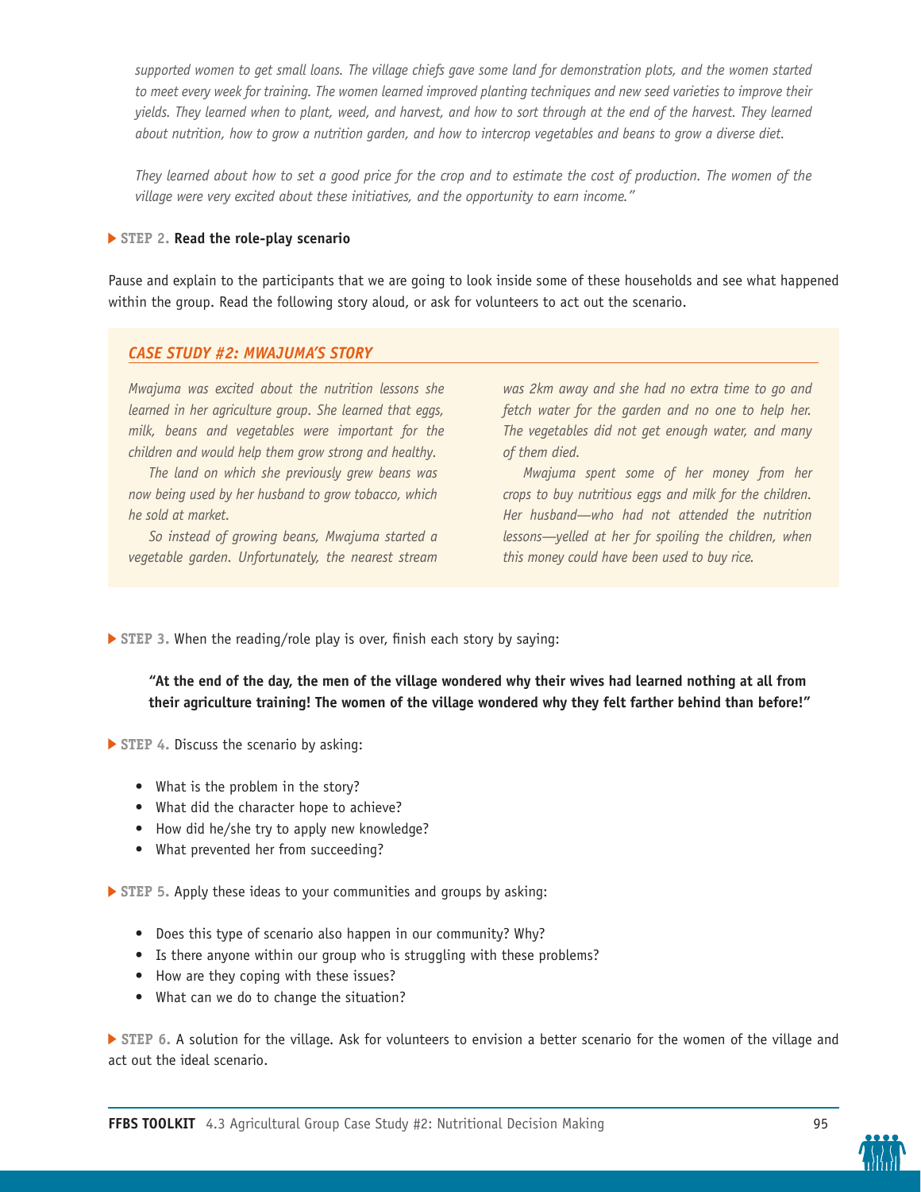*supported women to get small loans. The village chiefs gave some land for demonstration plots, and the women started to meet every week for training. The women learned improved planting techniques and new seed varieties to improve their yields. They learned when to plant, weed, and harvest, and how to sort through at the end of the harvest. They learned about nutrition, how to grow a nutrition garden, and how to intercrop vegetables and beans to grow a diverse diet.*

*They learned about how to set a good price for the crop and to estimate the cost of production. The women of the village were very excited about these initiatives, and the opportunity to earn income."*

**STEP 2. Read the role-play scenario**

Pause and explain to the participants that we are going to look inside some of these households and see what happened within the group. Read the following story aloud, or ask for volunteers to act out the scenario.

### CASE STUDY #2: MWAJUMA'S STORY

*Mwajuma was excited about the nutrition lessons she learned in her agriculture group. She learned that eggs, milk, beans and vegetables were important for the children and would help them grow strong and healthy.*

*The land on which she previously grew beans was now being used by her husband to grow tobacco, which he sold at market.*

*So instead of growing beans, Mwajuma started a vegetable garden. Unfortunately, the nearest stream was 2km away and she had no extra time to go and fetch water for the garden and no one to help her. The vegetables did not get enough water, and many of them died.*

*Mwajuma spent some of her money from her crops to buy nutritious eggs and milk for the children. Her husband—who had not attended the nutrition lessons—yelled at her for spoiling the children, when this money could have been used to buy rice.*

**STEP 3.** When the reading/role play is over, finish each story by saying:

> **"At the end of the day, the men of the village wondered why their wives had learned nothing at all from their agriculture training! The women of the village wondered why they felt farther behind than before!"**

**STEP 4.** Discuss the scenario by asking:

- What is the problem in the story?
- What did the character hope to achieve?
- How did he/she try to apply new knowledge?
- What prevented her from succeeding?

**STEP 5.** Apply these ideas to your communities and groups by asking:

- Does this type of scenario also happen in our community? Why?
- Is there anyone within our group who is struggling with these problems?
- How are they coping with these issues?
- What can we do to change the situation?

**STEP 6.** A solution for the village. Ask for volunteers to envision a better scenario for the women of the village and act out the ideal scenario.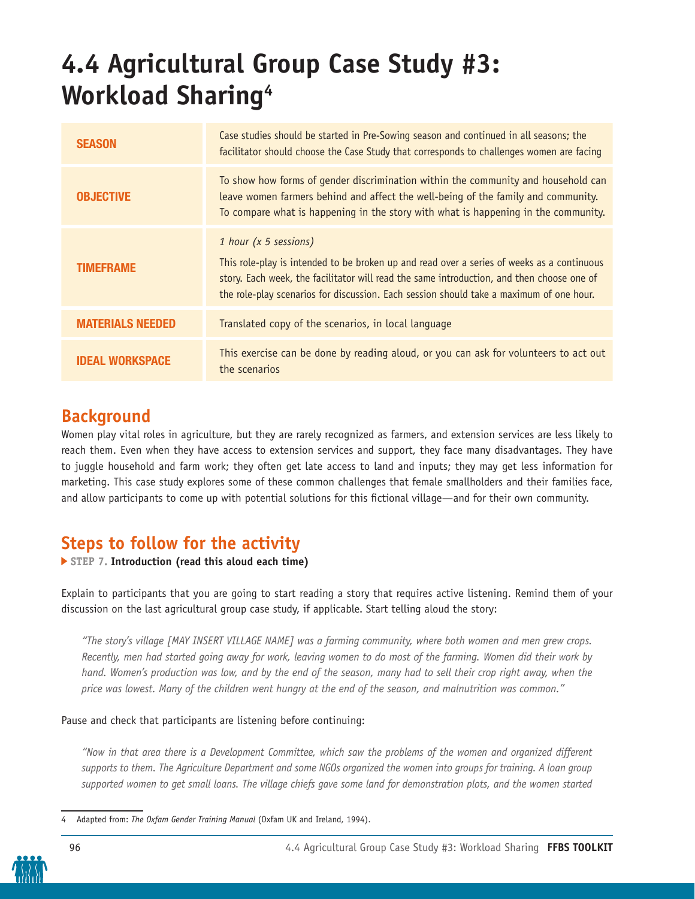# 4.4 Agricultural Group Case Study #3: Workload Sharing[4]

| | |
|---|---|
| **SEASON** | Case studies should be started in Pre-Sowing season and continued in all seasons; the facilitator should choose the Case Study that corresponds to challenges women are facing |
| **OBJECTIVE** | To show how forms of gender discrimination within the community and household can leave women farmers behind and affect the well-being of the family and community. To compare what is happening in the story with what is happening in the community. |
| **TIMEFRAME** | *1 hour (x 5 sessions)* This role-play is intended to be broken up and read over a series of weeks as a continuous story. Each week, the facilitator will read the same introduction, and then choose one of the role-play scenarios for discussion. Each session should take a maximum of one hour. |
| **MATERIALS NEEDED** | Translated copy of the scenarios, in local language |
| **IDEAL WORKSPACE** | This exercise can be done by reading aloud, or you can ask for volunteers to act out the scenarios |

## Background

Women play vital roles in agriculture, but they are rarely recognized as farmers, and extension services are less likely to reach them. Even when they have access to extension services and support, they face many disadvantages. They have to juggle household and farm work; they often get late access to land and inputs; they may get less information for marketing. This case study explores some of these common challenges that female smallholders and their families face, and allow participants to come up with potential solutions for this fictional village—and for their own community.

## Steps to follow for the activity

**STEP 7. Introduction (read this aloud each time)**

Explain to participants that you are going to start reading a story that requires active listening. Remind them of your discussion on the last agricultural group case study, if applicable. Start telling aloud the story:

*"The story's village [MAY INSERT VILLAGE NAME] was a farming community, where both women and men grew crops. Recently, men had started going away for work, leaving women to do most of the farming. Women did their work by hand. Women's production was low, and by the end of the season, many had to sell their crop right away, when the price was lowest. Many of the children went hungry at the end of the season, and malnutrition was common."*

Pause and check that participants are listening before continuing:

*"Now in that area there is a Development Committee, which saw the problems of the women and organized different supports to them. The Agriculture Department and some NGOs organized the women into groups for training. A loan group supported women to get small loans. The village chiefs gave some land for demonstration plots, and the women started*

---

4 Adapted from: *The Oxfam Gender Training Manual* (Oxfam UK and Ireland, 1994).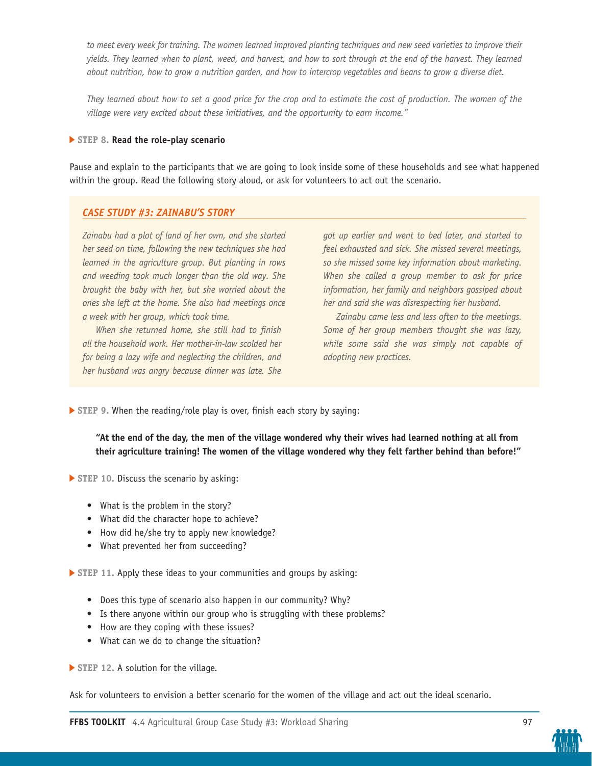*to meet every week for training. The women learned improved planting techniques and new seed varieties to improve their yields. They learned when to plant, weed, and harvest, and how to sort through at the end of the harvest. They learned about nutrition, how to grow a nutrition garden, and how to intercrop vegetables and beans to grow a diverse diet.*

*They learned about how to set a good price for the crop and to estimate the cost of production. The women of the village were very excited about these initiatives, and the opportunity to earn income."*

**STEP 8. Read the role-play scenario**

Pause and explain to the participants that we are going to look inside some of these households and see what happened within the group. Read the following story aloud, or ask for volunteers to act out the scenario.

### *CASE STUDY #3: ZAINABU'S STORY*

*Zainabu had a plot of land of her own, and she started her seed on time, following the new techniques she had learned in the agriculture group. But planting in rows and weeding took much longer than the old way. She brought the baby with her, but she worried about the ones she left at the home. She also had meetings once a week with her group, which took time.*

*When she returned home, she still had to finish all the household work. Her mother-in-law scolded her for being a lazy wife and neglecting the children, and her husband was angry because dinner was late. She got up earlier and went to bed later, and started to feel exhausted and sick. She missed several meetings, so she missed some key information about marketing. When she called a group member to ask for price information, her family and neighbors gossiped about her and said she was disrespecting her husband.*

*Zainabu came less and less often to the meetings. Some of her group members thought she was lazy, while some said she was simply not capable of adopting new practices.*

**STEP 9.** When the reading/role play is over, finish each story by saying:

> **"At the end of the day, the men of the village wondered why their wives had learned nothing at all from their agriculture training! The women of the village wondered why they felt farther behind than before!"**

**STEP 10.** Discuss the scenario by asking:

- What is the problem in the story?
- What did the character hope to achieve?
- How did he/she try to apply new knowledge?
- What prevented her from succeeding?

**STEP 11.** Apply these ideas to your communities and groups by asking:

- Does this type of scenario also happen in our community? Why?
- Is there anyone within our group who is struggling with these problems?
- How are they coping with these issues?
- What can we do to change the situation?

**STEP 12.** A solution for the village.

Ask for volunteers to envision a better scenario for the women of the village and act out the ideal scenario.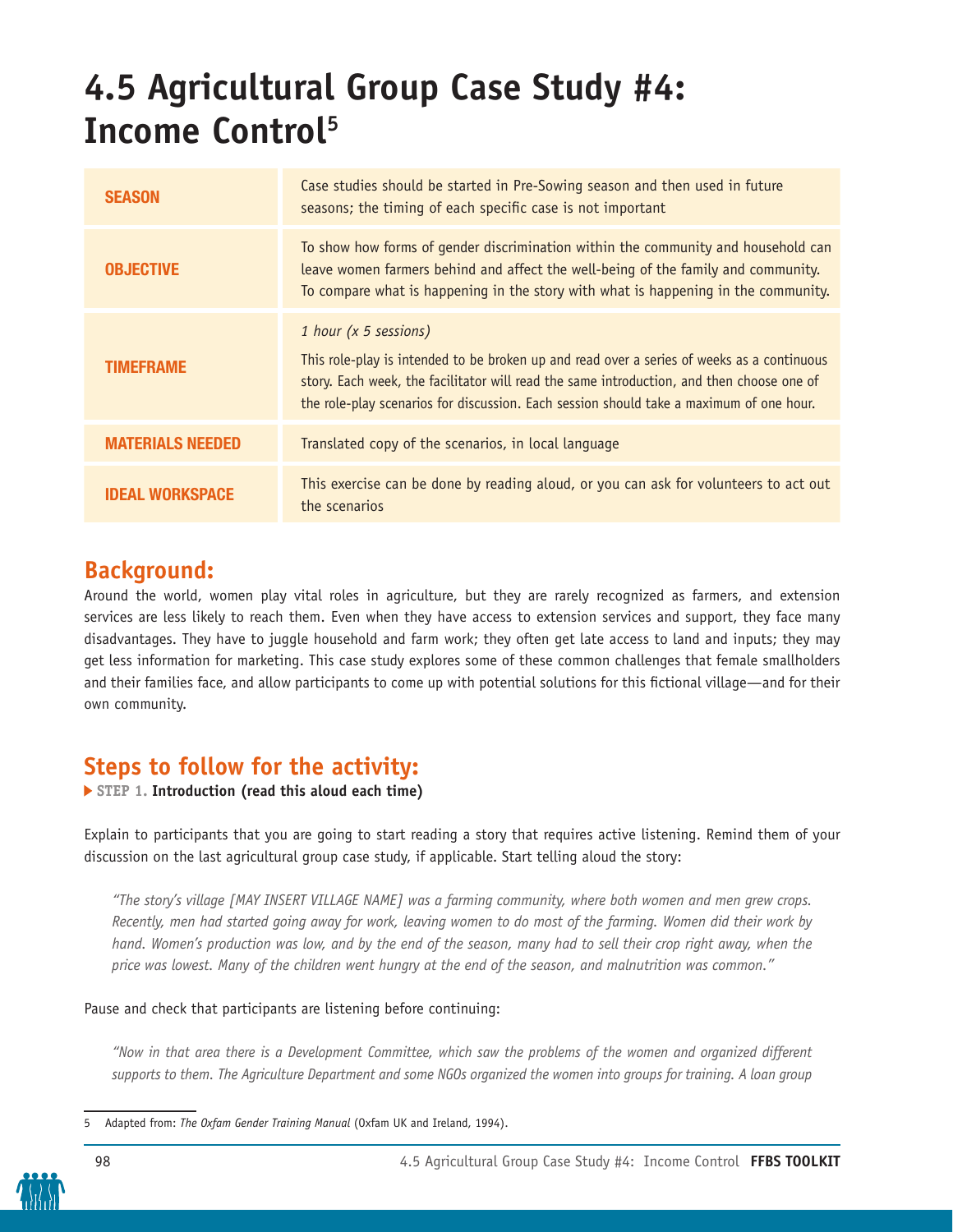# 4.5 Agricultural Group Case Study #4: Income Control[5]

| | |
|---|---|
| **SEASON** | Case studies should be started in Pre-Sowing season and then used in future seasons; the timing of each specific case is not important |
| **OBJECTIVE** | To show how forms of gender discrimination within the community and household can leave women farmers behind and affect the well-being of the family and community. To compare what is happening in the story with what is happening in the community. |
| **TIMEFRAME** | *1 hour (x 5 sessions)*<br><br>This role-play is intended to be broken up and read over a series of weeks as a continuous story. Each week, the facilitator will read the same introduction, and then choose one of the role-play scenarios for discussion. Each session should take a maximum of one hour. |
| **MATERIALS NEEDED** | Translated copy of the scenarios, in local language |
| **IDEAL WORKSPACE** | This exercise can be done by reading aloud, or you can ask for volunteers to act out the scenarios |

## Background:

Around the world, women play vital roles in agriculture, but they are rarely recognized as farmers, and extension services are less likely to reach them. Even when they have access to extension services and support, they face many disadvantages. They have to juggle household and farm work; they often get late access to land and inputs; they may get less information for marketing. This case study explores some of these common challenges that female smallholders and their families face, and allow participants to come up with potential solutions for this fictional village—and for their own community.

## Steps to follow for the activity:

**STEP 1. Introduction (read this aloud each time)**

Explain to participants that you are going to start reading a story that requires active listening. Remind them of your discussion on the last agricultural group case study, if applicable. Start telling aloud the story:

*"The story's village [MAY INSERT VILLAGE NAME] was a farming community, where both women and men grew crops. Recently, men had started going away for work, leaving women to do most of the farming. Women did their work by hand. Women's production was low, and by the end of the season, many had to sell their crop right away, when the price was lowest. Many of the children went hungry at the end of the season, and malnutrition was common."*

Pause and check that participants are listening before continuing:

*"Now in that area there is a Development Committee, which saw the problems of the women and organized different supports to them. The Agriculture Department and some NGOs organized the women into groups for training. A loan group*

---

5 Adapted from: *The Oxfam Gender Training Manual* (Oxfam UK and Ireland, 1994).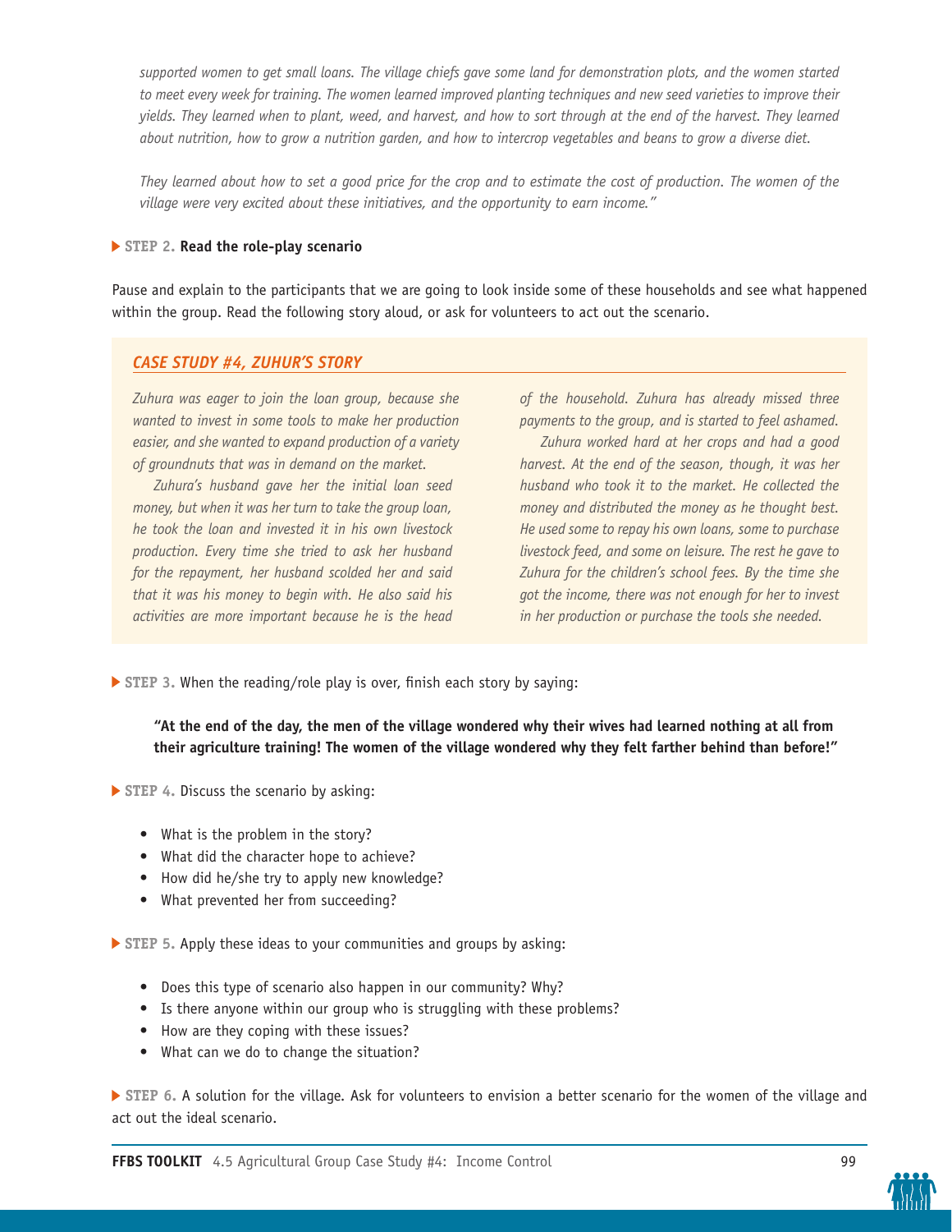*supported women to get small loans. The village chiefs gave some land for demonstration plots, and the women started to meet every week for training. The women learned improved planting techniques and new seed varieties to improve their yields. They learned when to plant, weed, and harvest, and how to sort through at the end of the harvest. They learned about nutrition, how to grow a nutrition garden, and how to intercrop vegetables and beans to grow a diverse diet.*

*They learned about how to set a good price for the crop and to estimate the cost of production. The women of the village were very excited about these initiatives, and the opportunity to earn income."*

**STEP 2. Read the role-play scenario**

Pause and explain to the participants that we are going to look inside some of these households and see what happened within the group. Read the following story aloud, or ask for volunteers to act out the scenario.

### CASE STUDY #4, ZUHUR'S STORY

*Zuhura was eager to join the loan group, because she wanted to invest in some tools to make her production easier, and she wanted to expand production of a variety of groundnuts that was in demand on the market.*

*Zuhura's husband gave her the initial loan seed money, but when it was her turn to take the group loan, he took the loan and invested it in his own livestock production. Every time she tried to ask her husband for the repayment, her husband scolded her and said that it was his money to begin with. He also said his activities are more important because he is the head of the household. Zuhura has already missed three payments to the group, and is started to feel ashamed.*

*Zuhura worked hard at her crops and had a good harvest. At the end of the season, though, it was her husband who took it to the market. He collected the money and distributed the money as he thought best. He used some to repay his own loans, some to purchase livestock feed, and some on leisure. The rest he gave to Zuhura for the children's school fees. By the time she got the income, there was not enough for her to invest in her production or purchase the tools she needed.*

**STEP 3.** When the reading/role play is over, finish each story by saying:

> **"At the end of the day, the men of the village wondered why their wives had learned nothing at all from their agriculture training! The women of the village wondered why they felt farther behind than before!"**

**STEP 4.** Discuss the scenario by asking:

- What is the problem in the story?
- What did the character hope to achieve?
- How did he/she try to apply new knowledge?
- What prevented her from succeeding?

**STEP 5.** Apply these ideas to your communities and groups by asking:

- Does this type of scenario also happen in our community? Why?
- Is there anyone within our group who is struggling with these problems?
- How are they coping with these issues?
- What can we do to change the situation?

**STEP 6.** A solution for the village. Ask for volunteers to envision a better scenario for the women of the village and act out the ideal scenario.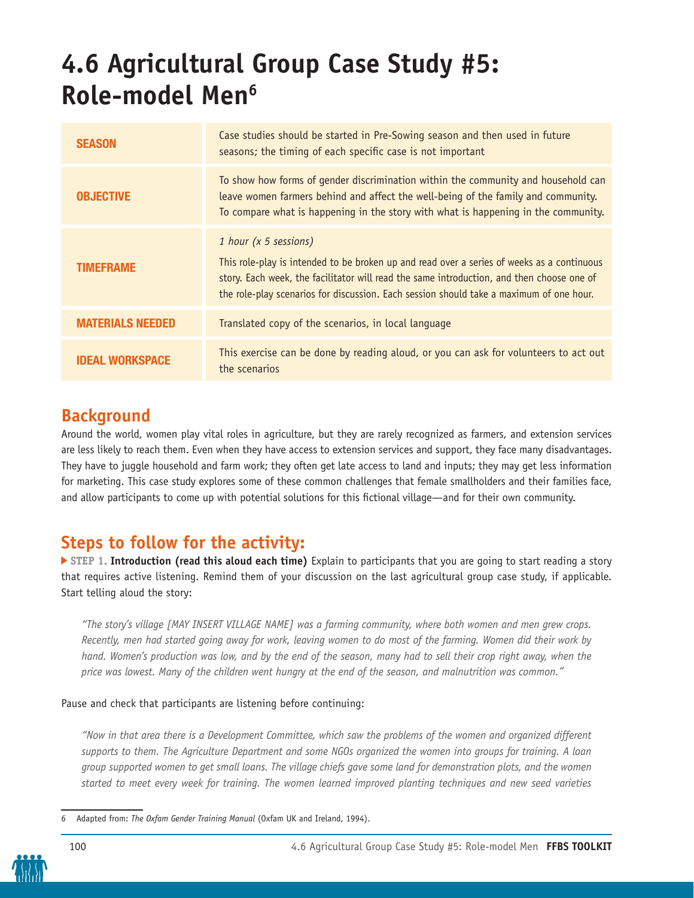# 4.6 Agricultural Group Case Study #5: Role-model Men[6]

| | |
|---|---|
| **SEASON** | Case studies should be started in Pre-Sowing season and then used in future seasons; the timing of each specific case is not important |
| **OBJECTIVE** | To show how forms of gender discrimination within the community and household can leave women farmers behind and affect the well-being of the family and community. To compare what is happening in the story with what is happening in the community. |
| **TIMEFRAME** | *1 hour (x 5 sessions)*<br>This role-play is intended to be broken up and read over a series of weeks as a continuous story. Each week, the facilitator will read the same introduction, and then choose one of the role-play scenarios for discussion. Each session should take a maximum of one hour. |
| **MATERIALS NEEDED** | Translated copy of the scenarios, in local language |
| **IDEAL WORKSPACE** | This exercise can be done by reading aloud, or you can ask for volunteers to act out the scenarios |

## Background

Around the world, women play vital roles in agriculture, but they are rarely recognized as farmers, and extension services are less likely to reach them. Even when they have access to extension services and support, they face many disadvantages. They have to juggle household and farm work; they often get late access to land and inputs; they may get less information for marketing. This case study explores some of these common challenges that female smallholders and their families face, and allow participants to come up with potential solutions for this fictional village—and for their own community.

## Steps to follow for the activity:

**STEP 1. Introduction (read this aloud each time)** Explain to participants that you are going to start reading a story that requires active listening. Remind them of your discussion on the last agricultural group case study, if applicable. Start telling aloud the story:

> *"The story's village [MAY INSERT VILLAGE NAME] was a farming community, where both women and men grew crops. Recently, men had started going away for work, leaving women to do most of the farming. Women did their work by hand. Women's production was low, and by the end of the season, many had to sell their crop right away, when the price was lowest. Many of the children went hungry at the end of the season, and malnutrition was common."*

Pause and check that participants are listening before continuing:

> *"Now in that area there is a Development Committee, which saw the problems of the women and organized different supports to them. The Agriculture Department and some NGOs organized the women into groups for training. A loan group supported women to get small loans. The village chiefs gave some land for demonstration plots, and the women started to meet every week for training. The women learned improved planting techniques and new seed varieties*

---

6 Adapted from: *The Oxfam Gender Training Manual* (Oxfam UK and Ireland, 1994).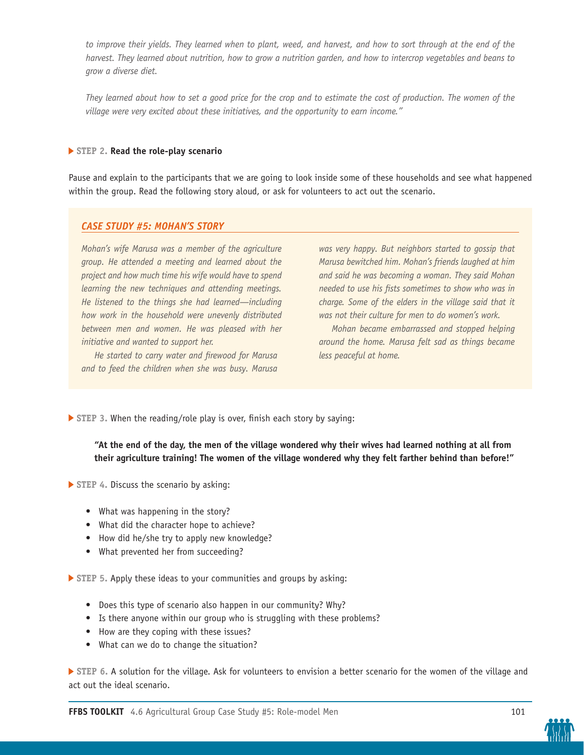*to improve their yields. They learned when to plant, weed, and harvest, and how to sort through at the end of the harvest. They learned about nutrition, how to grow a nutrition garden, and how to intercrop vegetables and beans to grow a diverse diet.*

*They learned about how to set a good price for the crop and to estimate the cost of production. The women of the village were very excited about these initiatives, and the opportunity to earn income."*

**STEP 2. Read the role-play scenario**

Pause and explain to the participants that we are going to look inside some of these households and see what happened within the group. Read the following story aloud, or ask for volunteers to act out the scenario.

### *CASE STUDY #5: MOHAN'S STORY*

*Mohan's wife Marusa was a member of the agriculture group. He attended a meeting and learned about the project and how much time his wife would have to spend learning the new techniques and attending meetings. He listened to the things she had learned—including how work in the household were unevenly distributed between men and women. He was pleased with her initiative and wanted to support her.*

*He started to carry water and firewood for Marusa and to feed the children when she was busy. Marusa was very happy. But neighbors started to gossip that Marusa bewitched him. Mohan's friends laughed at him and said he was becoming a woman. They said Mohan needed to use his fists sometimes to show who was in charge. Some of the elders in the village said that it was not their culture for men to do women's work.*

*Mohan became embarrassed and stopped helping around the home. Marusa felt sad as things became less peaceful at home.*

**STEP 3.** When the reading/role play is over, finish each story by saying:

> **"At the end of the day, the men of the village wondered why their wives had learned nothing at all from their agriculture training! The women of the village wondered why they felt farther behind than before!"**

**STEP 4.** Discuss the scenario by asking:

- What was happening in the story?
- What did the character hope to achieve?
- How did he/she try to apply new knowledge?
- What prevented her from succeeding?

**STEP 5.** Apply these ideas to your communities and groups by asking:

- Does this type of scenario also happen in our community? Why?
- Is there anyone within our group who is struggling with these problems?
- How are they coping with these issues?
- What can we do to change the situation?

**STEP 6.** A solution for the village. Ask for volunteers to envision a better scenario for the women of the village and act out the ideal scenario.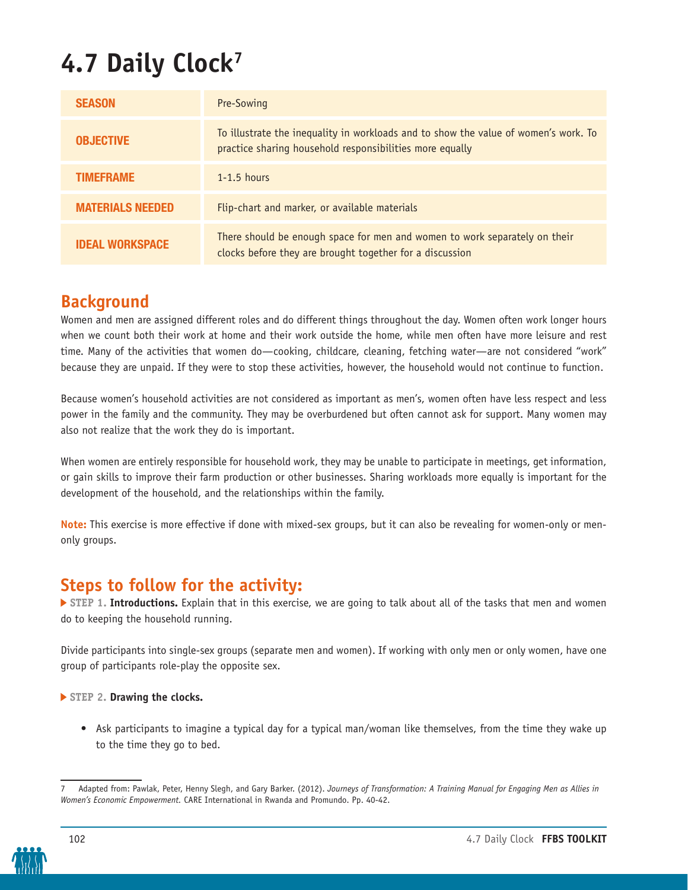# 4.7 Daily Clock[7]

| | |
|---|---|
| **SEASON** | Pre-Sowing |
| **OBJECTIVE** | To illustrate the inequality in workloads and to show the value of women's work. To practice sharing household responsibilities more equally |
| **TIMEFRAME** | 1-1.5 hours |
| **MATERIALS NEEDED** | Flip-chart and marker, or available materials |
| **IDEAL WORKSPACE** | There should be enough space for men and women to work separately on their clocks before they are brought together for a discussion |

## Background

Women and men are assigned different roles and do different things throughout the day. Women often work longer hours when we count both their work at home and their work outside the home, while men often have more leisure and rest time. Many of the activities that women do—cooking, childcare, cleaning, fetching water—are not considered "work" because they are unpaid. If they were to stop these activities, however, the household would not continue to function.

Because women's household activities are not considered as important as men's, women often have less respect and less power in the family and the community. They may be overburdened but often cannot ask for support. Many women may also not realize that the work they do is important.

When women are entirely responsible for household work, they may be unable to participate in meetings, get information, or gain skills to improve their farm production or other businesses. Sharing workloads more equally is important for the development of the household, and the relationships within the family.

**Note:** This exercise is more effective if done with mixed-sex groups, but it can also be revealing for women-only or men-only groups.

## Steps to follow for the activity:

▶ **STEP 1. Introductions.** Explain that in this exercise, we are going to talk about all of the tasks that men and women do to keeping the household running.

Divide participants into single-sex groups (separate men and women). If working with only men or only women, have one group of participants role-play the opposite sex.

▶ **STEP 2. Drawing the clocks.**

- Ask participants to imagine a typical day for a typical man/woman like themselves, from the time they wake up to the time they go to bed.

---

7 Adapted from: Pawlak, Peter, Henny Slegh, and Gary Barker. (2012). *Journeys of Transformation: A Training Manual for Engaging Men as Allies in Women's Economic Empowerment.* CARE International in Rwanda and Promundo. Pp. 40-42.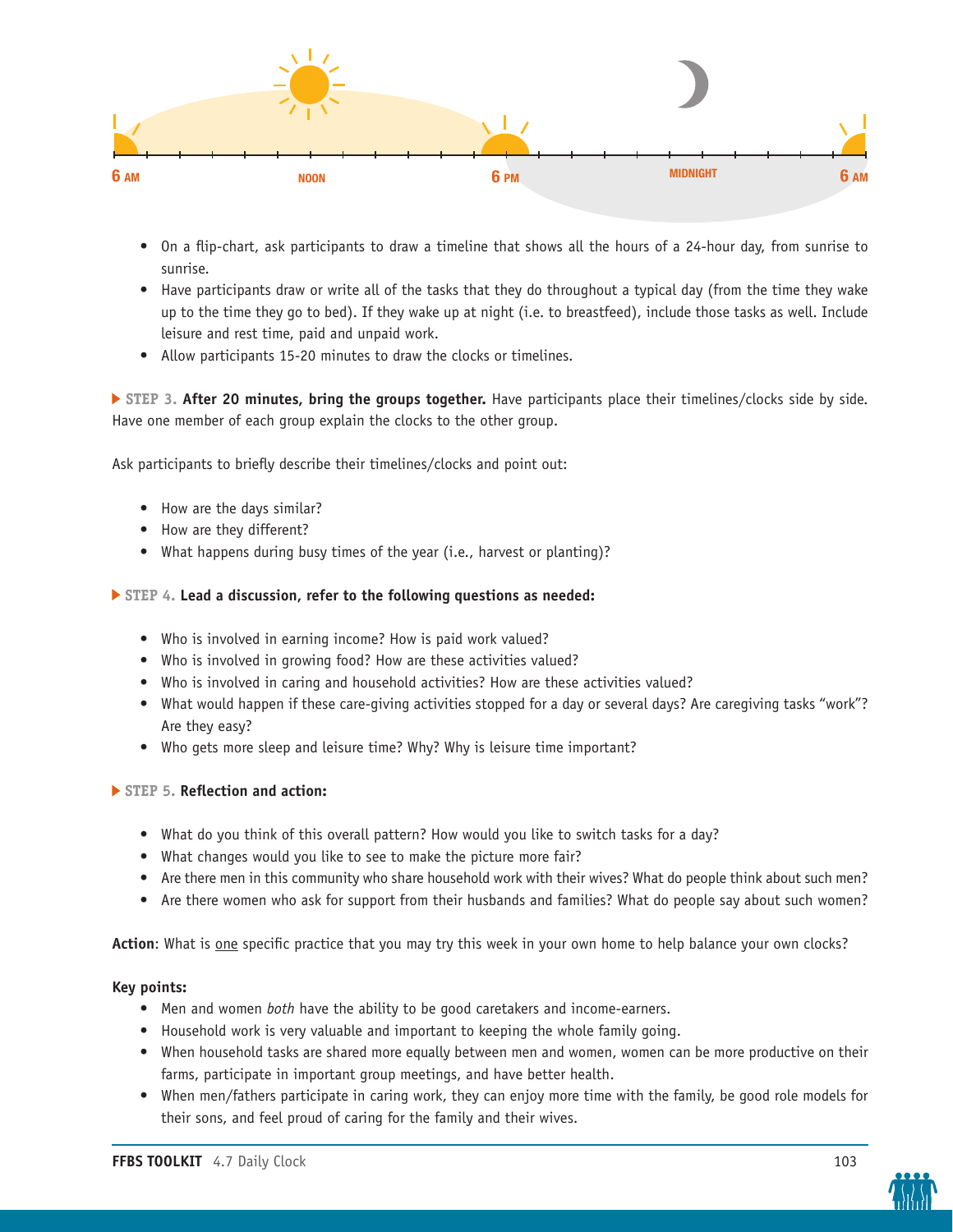6 AM NOON 6 PM MIDNIGHT 6 AM

- On a flip-chart, ask participants to draw a timeline that shows all the hours of a 24-hour day, from sunrise to sunrise.
- Have participants draw or write all of the tasks that they do throughout a typical day (from the time they wake up to the time they go to bed). If they wake up at night (i.e. to breastfeed), include those tasks as well. Include leisure and rest time, paid and unpaid work.
- Allow participants 15-20 minutes to draw the clocks or timelines.

▶ **STEP 3. After 20 minutes, bring the groups together.** Have participants place their timelines/clocks side by side. Have one member of each group explain the clocks to the other group.

Ask participants to briefly describe their timelines/clocks and point out:

- How are the days similar?
- How are they different?
- What happens during busy times of the year (i.e., harvest or planting)?

▶ **STEP 4. Lead a discussion, refer to the following questions as needed:**

- Who is involved in earning income? How is paid work valued?
- Who is involved in growing food? How are these activities valued?
- Who is involved in caring and household activities? How are these activities valued?
- What would happen if these care-giving activities stopped for a day or several days? Are caregiving tasks "work"? Are they easy?
- Who gets more sleep and leisure time? Why? Why is leisure time important?

▶ **STEP 5. Reflection and action:**

- What do you think of this overall pattern? How would you like to switch tasks for a day?
- What changes would you like to see to make the picture more fair?
- Are there men in this community who share household work with their wives? What do people think about such men?
- Are there women who ask for support from their husbands and families? What do people say about such women?

**Action**: What is one specific practice that you may try this week in your own home to help balance your own clocks?

**Key points:**

- Men and women *both* have the ability to be good caretakers and income-earners.
- Household work is very valuable and important to keeping the whole family going.
- When household tasks are shared more equally between men and women, women can be more productive on their farms, participate in important group meetings, and have better health.
- When men/fathers participate in caring work, they can enjoy more time with the family, be good role models for their sons, and feel proud of caring for the family and their wives.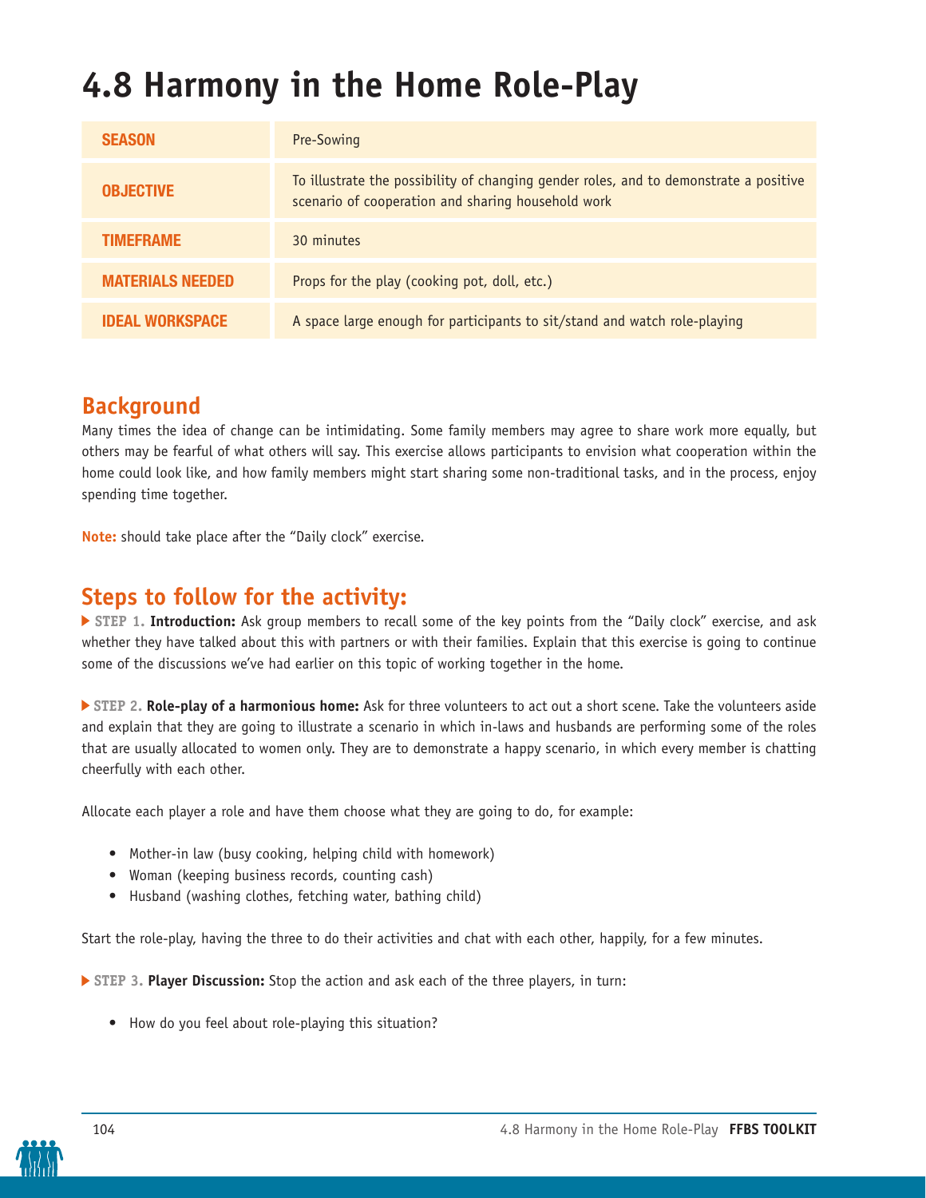# 4.8 Harmony in the Home Role-Play

| | |
|---|---|
| **SEASON** | Pre-Sowing |
| **OBJECTIVE** | To illustrate the possibility of changing gender roles, and to demonstrate a positive scenario of cooperation and sharing household work |
| **TIMEFRAME** | 30 minutes |
| **MATERIALS NEEDED** | Props for the play (cooking pot, doll, etc.) |
| **IDEAL WORKSPACE** | A space large enough for participants to sit/stand and watch role-playing |

## Background

Many times the idea of change can be intimidating. Some family members may agree to share work more equally, but others may be fearful of what others will say. This exercise allows participants to envision what cooperation within the home could look like, and how family members might start sharing some non-traditional tasks, and in the process, enjoy spending time together.

**Note:** should take place after the "Daily clock" exercise.

## Steps to follow for the activity:

▶ **STEP 1. Introduction:** Ask group members to recall some of the key points from the "Daily clock" exercise, and ask whether they have talked about this with partners or with their families. Explain that this exercise is going to continue some of the discussions we've had earlier on this topic of working together in the home.

▶ **STEP 2. Role-play of a harmonious home:** Ask for three volunteers to act out a short scene. Take the volunteers aside and explain that they are going to illustrate a scenario in which in-laws and husbands are performing some of the roles that are usually allocated to women only. They are to demonstrate a happy scenario, in which every member is chatting cheerfully with each other.

Allocate each player a role and have them choose what they are going to do, for example:

- Mother-in law (busy cooking, helping child with homework)
- Woman (keeping business records, counting cash)
- Husband (washing clothes, fetching water, bathing child)

Start the role-play, having the three to do their activities and chat with each other, happily, for a few minutes.

▶ **STEP 3. Player Discussion:** Stop the action and ask each of the three players, in turn:

- How do you feel about role-playing this situation?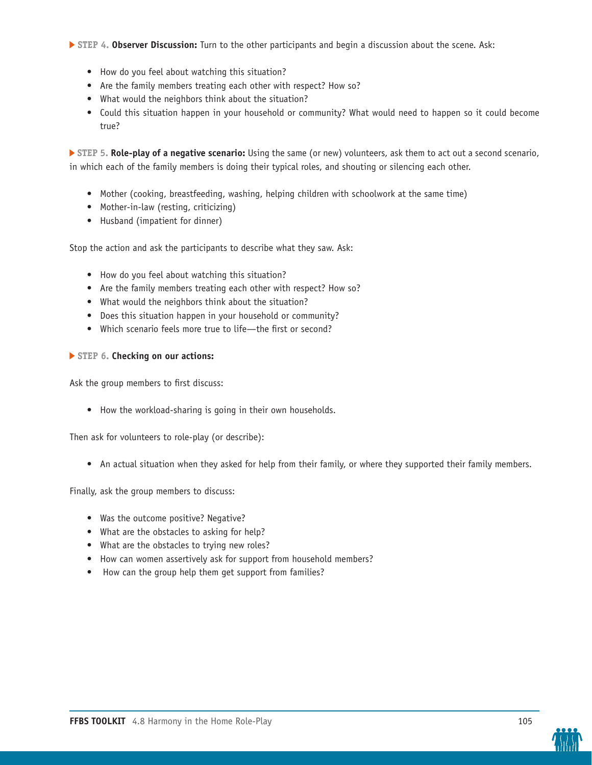**STEP 4. Observer Discussion:** Turn to the other participants and begin a discussion about the scene. Ask:

- How do you feel about watching this situation?
- Are the family members treating each other with respect? How so?
- What would the neighbors think about the situation?
- Could this situation happen in your household or community? What would need to happen so it could become true?

**STEP 5. Role-play of a negative scenario:** Using the same (or new) volunteers, ask them to act out a second scenario, in which each of the family members is doing their typical roles, and shouting or silencing each other.

- Mother (cooking, breastfeeding, washing, helping children with schoolwork at the same time)
- Mother-in-law (resting, criticizing)
- Husband (impatient for dinner)

Stop the action and ask the participants to describe what they saw. Ask:

- How do you feel about watching this situation?
- Are the family members treating each other with respect? How so?
- What would the neighbors think about the situation?
- Does this situation happen in your household or community?
- Which scenario feels more true to life—the first or second?

**STEP 6. Checking on our actions:**

Ask the group members to first discuss:

- How the workload-sharing is going in their own households.

Then ask for volunteers to role-play (or describe):

- An actual situation when they asked for help from their family, or where they supported their family members.

Finally, ask the group members to discuss:

- Was the outcome positive? Negative?
- What are the obstacles to asking for help?
- What are the obstacles to trying new roles?
- How can women assertively ask for support from household members?
- How can the group help them get support from families?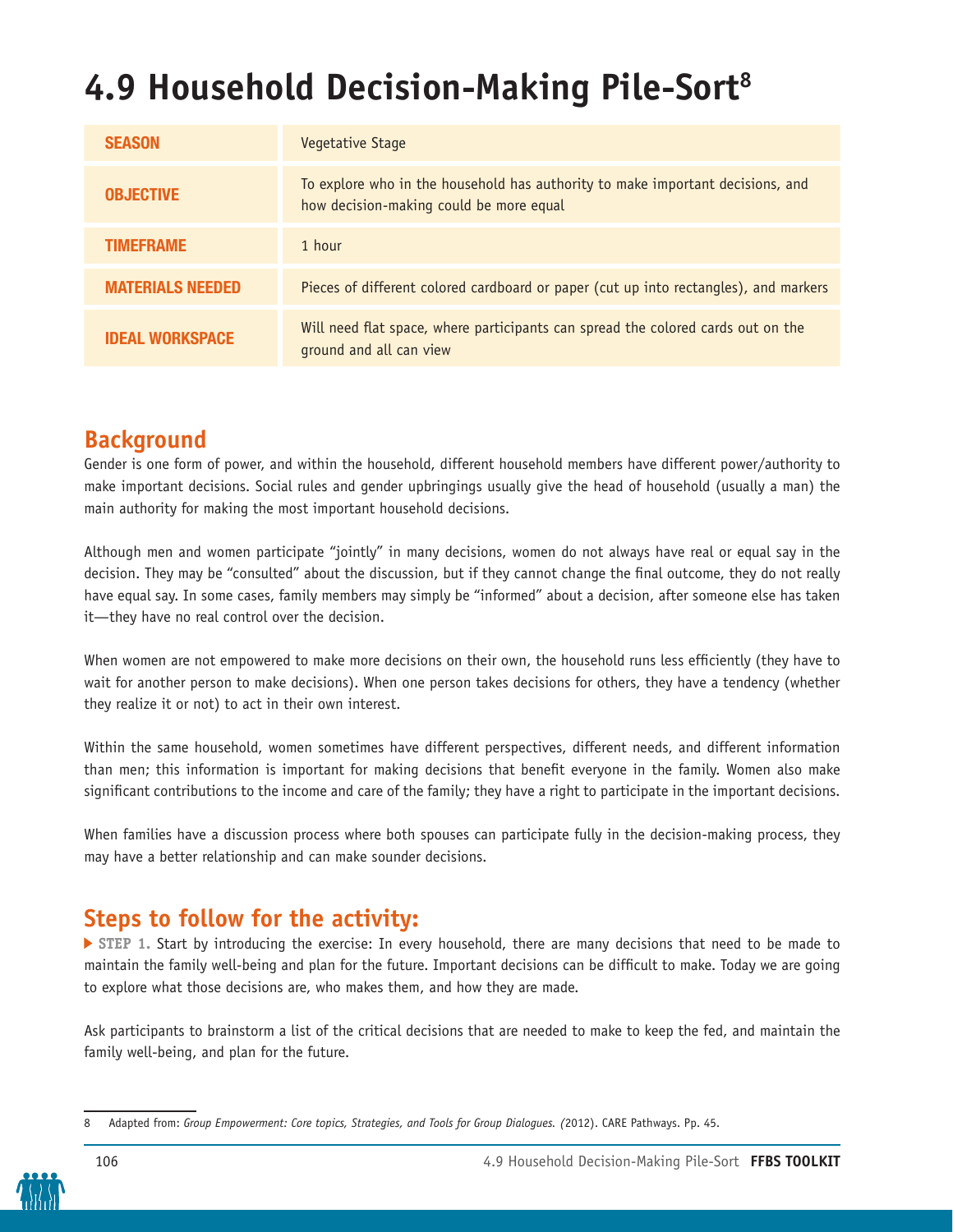# 4.9 Household Decision-Making Pile-Sort[8]

| | |
|---|---|
| **SEASON** | Vegetative Stage |
| **OBJECTIVE** | To explore who in the household has authority to make important decisions, and how decision-making could be more equal |
| **TIMEFRAME** | 1 hour |
| **MATERIALS NEEDED** | Pieces of different colored cardboard or paper (cut up into rectangles), and markers |
| **IDEAL WORKSPACE** | Will need flat space, where participants can spread the colored cards out on the ground and all can view |

## Background

Gender is one form of power, and within the household, different household members have different power/authority to make important decisions. Social rules and gender upbringings usually give the head of household (usually a man) the main authority for making the most important household decisions.

Although men and women participate "jointly" in many decisions, women do not always have real or equal say in the decision. They may be "consulted" about the discussion, but if they cannot change the final outcome, they do not really have equal say. In some cases, family members may simply be "informed" about a decision, after someone else has taken it—they have no real control over the decision.

When women are not empowered to make more decisions on their own, the household runs less efficiently (they have to wait for another person to make decisions). When one person takes decisions for others, they have a tendency (whether they realize it or not) to act in their own interest.

Within the same household, women sometimes have different perspectives, different needs, and different information than men; this information is important for making decisions that benefit everyone in the family. Women also make significant contributions to the income and care of the family; they have a right to participate in the important decisions.

When families have a discussion process where both spouses can participate fully in the decision-making process, they may have a better relationship and can make sounder decisions.

## Steps to follow for the activity:

▶ **STEP 1.** Start by introducing the exercise: In every household, there are many decisions that need to be made to maintain the family well-being and plan for the future. Important decisions can be difficult to make. Today we are going to explore what those decisions are, who makes them, and how they are made.

Ask participants to brainstorm a list of the critical decisions that are needed to make to keep the fed, and maintain the family well-being, and plan for the future.

---

8 Adapted from: *Group Empowerment: Core topics, Strategies, and Tools for Group Dialogues. (*2012). CARE Pathways. Pp. 45.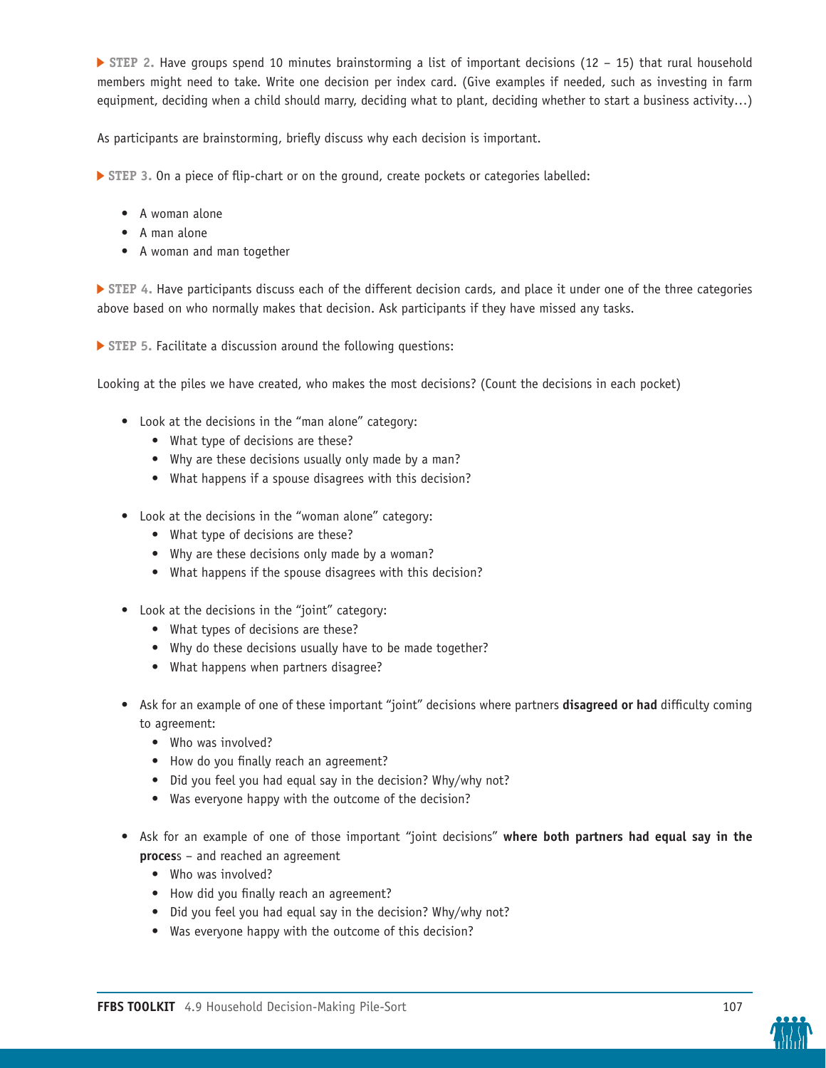▶ **STEP 2.** Have groups spend 10 minutes brainstorming a list of important decisions (12 – 15) that rural household members might need to take. Write one decision per index card. (Give examples if needed, such as investing in farm equipment, deciding when a child should marry, deciding what to plant, deciding whether to start a business activity…)

As participants are brainstorming, briefly discuss why each decision is important.

▶ **STEP 3.** On a piece of flip-chart or on the ground, create pockets or categories labelled:

- A woman alone
- A man alone
- A woman and man together

▶ **STEP 4.** Have participants discuss each of the different decision cards, and place it under one of the three categories above based on who normally makes that decision. Ask participants if they have missed any tasks.

▶ **STEP 5.** Facilitate a discussion around the following questions:

Looking at the piles we have created, who makes the most decisions? (Count the decisions in each pocket)

- Look at the decisions in the "man alone" category:
  - What type of decisions are these?
  - Why are these decisions usually only made by a man?
  - What happens if a spouse disagrees with this decision?

- Look at the decisions in the "woman alone" category:
  - What type of decisions are these?
  - Why are these decisions only made by a woman?
  - What happens if the spouse disagrees with this decision?

- Look at the decisions in the "joint" category:
  - What types of decisions are these?
  - Why do these decisions usually have to be made together?
  - What happens when partners disagree?

- Ask for an example of one of these important "joint" decisions where partners **disagreed or had** difficulty coming to agreement:
  - Who was involved?
  - How do you finally reach an agreement?
  - Did you feel you had equal say in the decision? Why/why not?
  - Was everyone happy with the outcome of the decision?

- Ask for an example of one of those important "joint decisions" **where both partners had equal say in the process** – and reached an agreement
  - Who was involved?
  - How did you finally reach an agreement?
  - Did you feel you had equal say in the decision? Why/why not?
  - Was everyone happy with the outcome of this decision?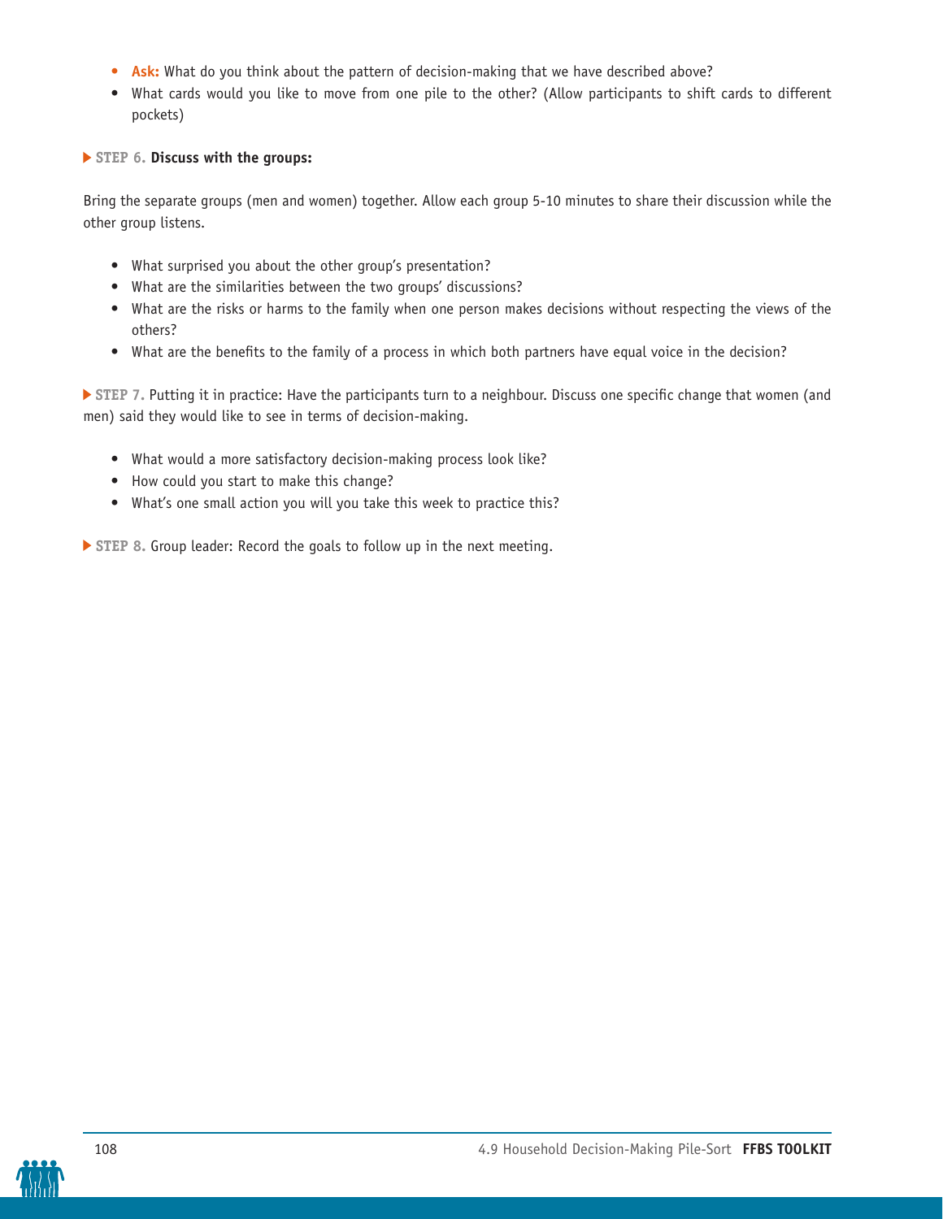- **Ask:** What do you think about the pattern of decision-making that we have described above?
- What cards would you like to move from one pile to the other? (Allow participants to shift cards to different pockets)

**STEP 6. Discuss with the groups:**

Bring the separate groups (men and women) together. Allow each group 5-10 minutes to share their discussion while the other group listens.

- What surprised you about the other group's presentation?
- What are the similarities between the two groups' discussions?
- What are the risks or harms to the family when one person makes decisions without respecting the views of the others?
- What are the benefits to the family of a process in which both partners have equal voice in the decision?

**STEP 7.** Putting it in practice: Have the participants turn to a neighbour. Discuss one specific change that women (and men) said they would like to see in terms of decision-making.

- What would a more satisfactory decision-making process look like?
- How could you start to make this change?
- What's one small action you will you take this week to practice this?

**STEP 8.** Group leader: Record the goals to follow up in the next meeting.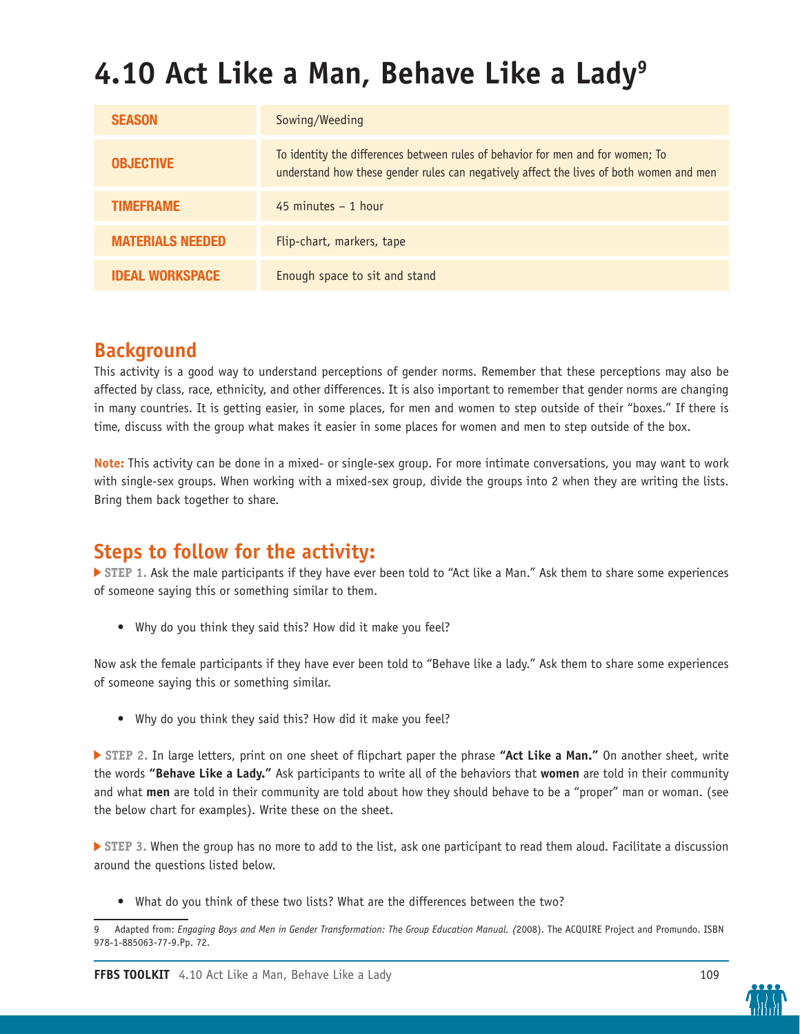# 4.10 Act Like a Man, Behave Like a Lady[9]

| | |
|---|---|
| **SEASON** | Sowing/Weeding |
| **OBJECTIVE** | To identity the differences between rules of behavior for men and for women; To understand how these gender rules can negatively affect the lives of both women and men |
| **TIMEFRAME** | 45 minutes – 1 hour |
| **MATERIALS NEEDED** | Flip-chart, markers, tape |
| **IDEAL WORKSPACE** | Enough space to sit and stand |

## Background

This activity is a good way to understand perceptions of gender norms. Remember that these perceptions may also be affected by class, race, ethnicity, and other differences. It is also important to remember that gender norms are changing in many countries. It is getting easier, in some places, for men and women to step outside of their "boxes." If there is time, discuss with the group what makes it easier in some places for women and men to step outside of the box.

**Note:** This activity can be done in a mixed- or single-sex group. For more intimate conversations, you may want to work with single-sex groups. When working with a mixed-sex group, divide the groups into 2 when they are writing the lists. Bring them back together to share.

## Steps to follow for the activity:

▶ **STEP 1.** Ask the male participants if they have ever been told to "Act like a Man." Ask them to share some experiences of someone saying this or something similar to them.

- Why do you think they said this? How did it make you feel?

Now ask the female participants if they have ever been told to "Behave like a lady." Ask them to share some experiences of someone saying this or something similar.

- Why do you think they said this? How did it make you feel?

▶ **STEP 2.** In large letters, print on one sheet of flipchart paper the phrase **"Act Like a Man."** On another sheet, write the words **"Behave Like a Lady."** Ask participants to write all of the behaviors that **women** are told in their community and what **men** are told in their community are told about how they should behave to be a "proper" man or woman. (see the below chart for examples). Write these on the sheet.

▶ **STEP 3.** When the group has no more to add to the list, ask one participant to read them aloud. Facilitate a discussion around the questions listed below.

- What do you think of these two lists? What are the differences between the two?

9 Adapted from: *Engaging Boys and Men in Gender Transformation: The Group Education Manual. (*2008). The ACQUIRE Project and Promundo. ISBN 978-1-885063-77-9.Pp. 72.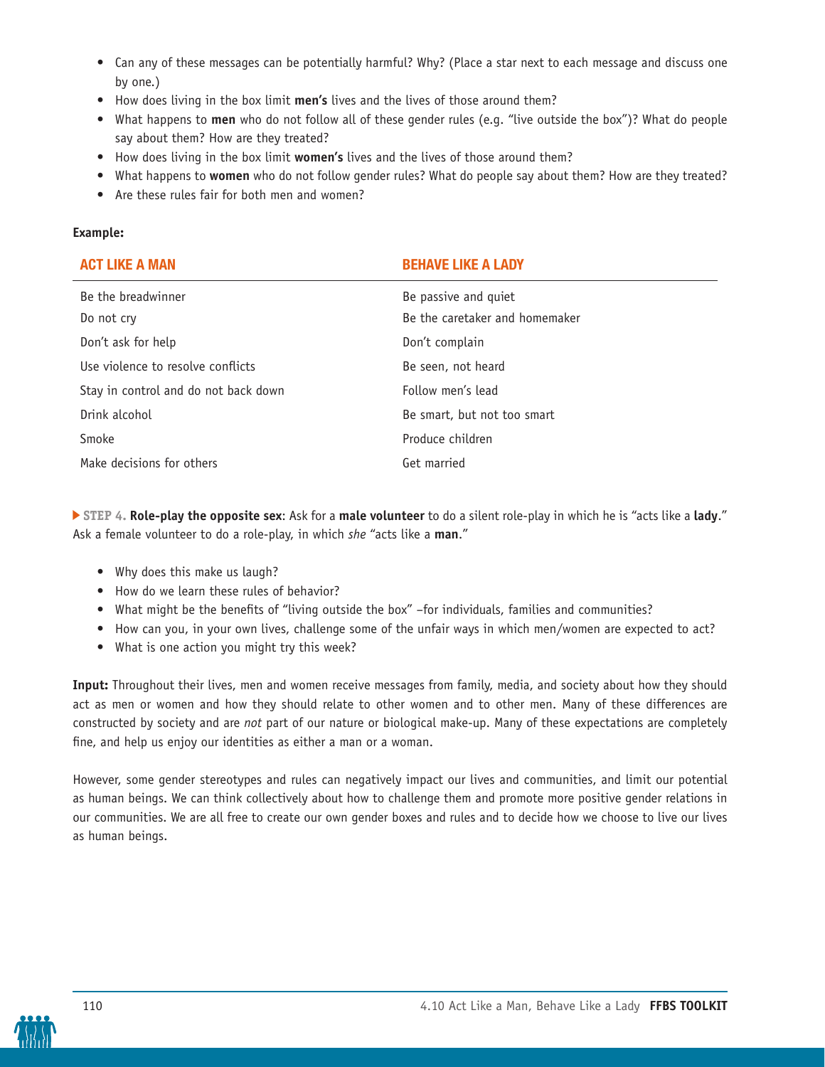- Can any of these messages can be potentially harmful? Why? (Place a star next to each message and discuss one by one.)
- How does living in the box limit **men's** lives and the lives of those around them?
- What happens to **men** who do not follow all of these gender rules (e.g. "live outside the box")? What do people say about them? How are they treated?
- How does living in the box limit **women's** lives and the lives of those around them?
- What happens to **women** who do not follow gender rules? What do people say about them? How are they treated?
- Are these rules fair for both men and women?

**Example:**

| ACT LIKE A MAN | BEHAVE LIKE A LADY |
|---|---|
| Be the breadwinner | Be passive and quiet |
| Do not cry | Be the caretaker and homemaker |
| Don't ask for help | Don't complain |
| Use violence to resolve conflicts | Be seen, not heard |
| Stay in control and do not back down | Follow men's lead |
| Drink alcohol | Be smart, but not too smart |
| Smoke | Produce children |
| Make decisions for others | Get married |

**STEP 4. Role-play the opposite sex**: Ask for a **male volunteer** to do a silent role-play in which he is "acts like a **lady**." Ask a female volunteer to do a role-play, in which *she* "acts like a **man**."

- Why does this make us laugh?
- How do we learn these rules of behavior?
- What might be the benefits of "living outside the box" –for individuals, families and communities?
- How can you, in your own lives, challenge some of the unfair ways in which men/women are expected to act?
- What is one action you might try this week?

**Input:** Throughout their lives, men and women receive messages from family, media, and society about how they should act as men or women and how they should relate to other women and to other men. Many of these differences are constructed by society and are *not* part of our nature or biological make-up. Many of these expectations are completely fine, and help us enjoy our identities as either a man or a woman.

However, some gender stereotypes and rules can negatively impact our lives and communities, and limit our potential as human beings. We can think collectively about how to challenge them and promote more positive gender relations in our communities. We are all free to create our own gender boxes and rules and to decide how we choose to live our lives as human beings.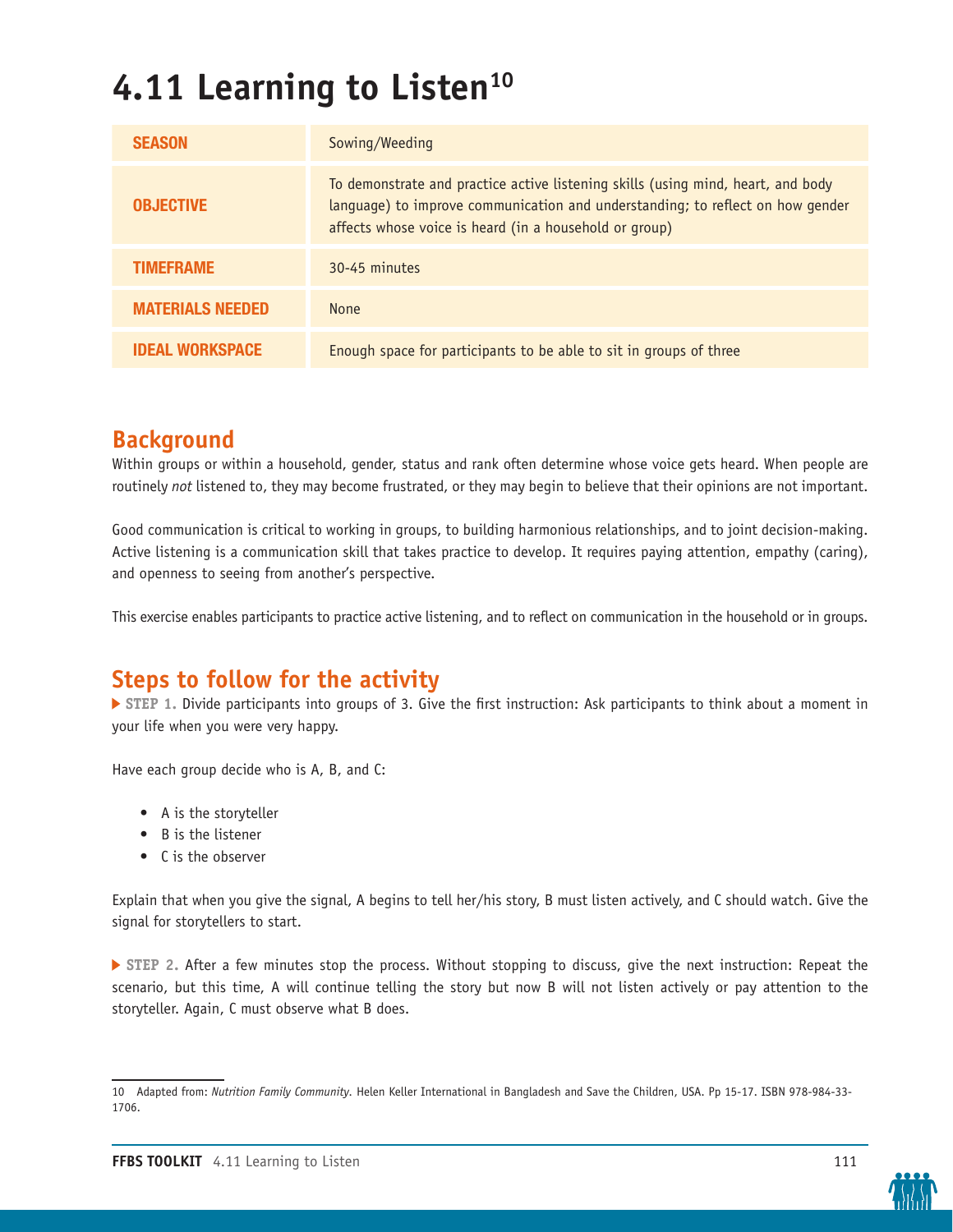# 4.11 Learning to Listen[10]

| SEASON | Sowing/Weeding |
|---|---|
| OBJECTIVE | To demonstrate and practice active listening skills (using mind, heart, and body language) to improve communication and understanding; to reflect on how gender affects whose voice is heard (in a household or group) |
| TIMEFRAME | 30-45 minutes |
| MATERIALS NEEDED | None |
| IDEAL WORKSPACE | Enough space for participants to be able to sit in groups of three |

## Background

Within groups or within a household, gender, status and rank often determine whose voice gets heard. When people are routinely *not* listened to, they may become frustrated, or they may begin to believe that their opinions are not important.

Good communication is critical to working in groups, to building harmonious relationships, and to joint decision-making. Active listening is a communication skill that takes practice to develop. It requires paying attention, empathy (caring), and openness to seeing from another's perspective.

This exercise enables participants to practice active listening, and to reflect on communication in the household or in groups.

## Steps to follow for the activity

▶ **STEP 1.** Divide participants into groups of 3. Give the first instruction: Ask participants to think about a moment in your life when you were very happy.

Have each group decide who is A, B, and C:

- A is the storyteller
- B is the listener
- C is the observer

Explain that when you give the signal, A begins to tell her/his story, B must listen actively, and C should watch. Give the signal for storytellers to start.

▶ **STEP 2.** After a few minutes stop the process. Without stopping to discuss, give the next instruction: Repeat the scenario, but this time, A will continue telling the story but now B will not listen actively or pay attention to the storyteller. Again, C must observe what B does.

---

10 Adapted from: *Nutrition Family Community.* Helen Keller International in Bangladesh and Save the Children, USA. Pp 15-17. ISBN 978-984-33-1706.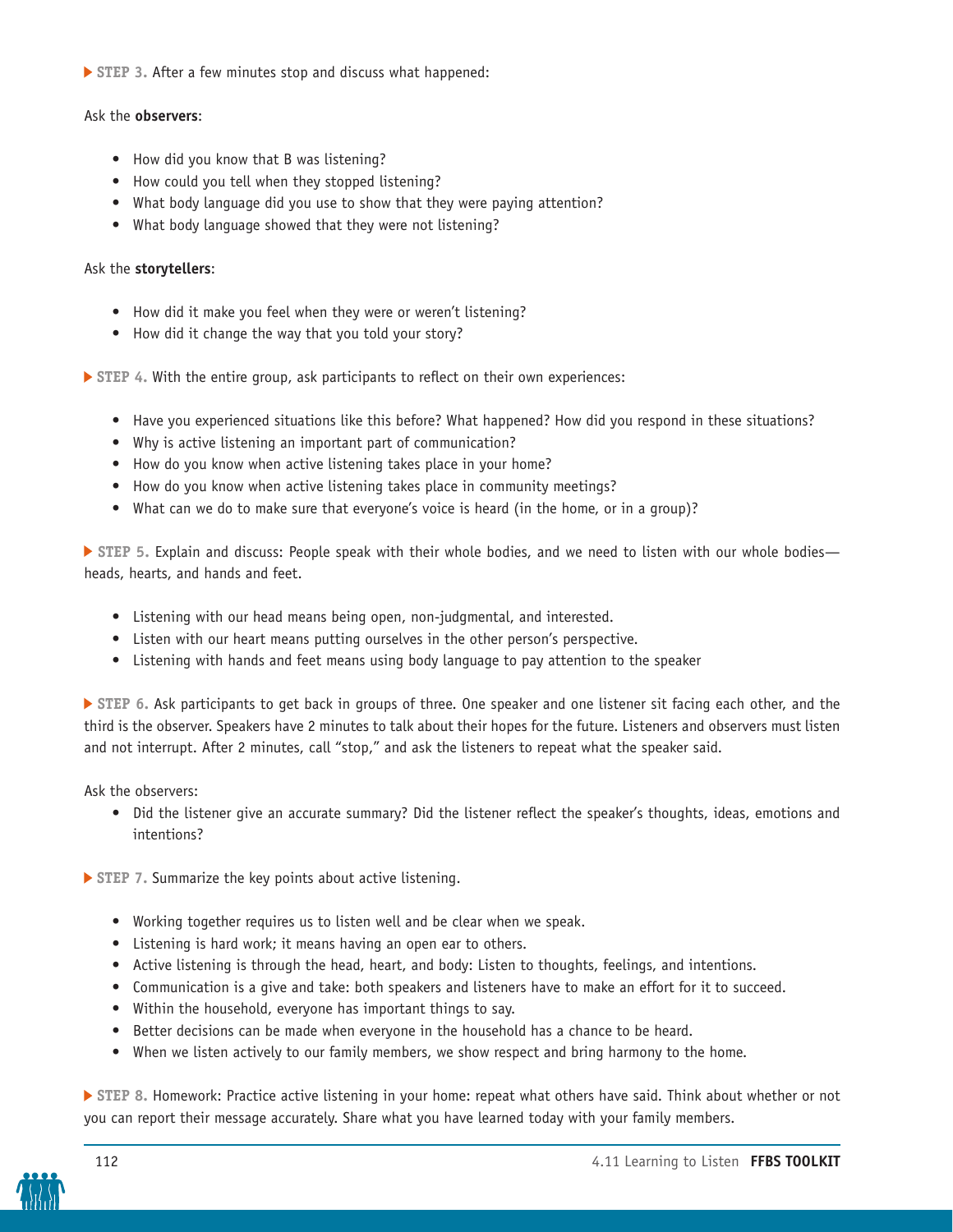**STEP 3.** After a few minutes stop and discuss what happened:

Ask the **observers**:

- How did you know that B was listening?
- How could you tell when they stopped listening?
- What body language did you use to show that they were paying attention?
- What body language showed that they were not listening?

Ask the **storytellers**:

- How did it make you feel when they were or weren't listening?
- How did it change the way that you told your story?

**STEP 4.** With the entire group, ask participants to reflect on their own experiences:

- Have you experienced situations like this before? What happened? How did you respond in these situations?
- Why is active listening an important part of communication?
- How do you know when active listening takes place in your home?
- How do you know when active listening takes place in community meetings?
- What can we do to make sure that everyone's voice is heard (in the home, or in a group)?

**STEP 5.** Explain and discuss: People speak with their whole bodies, and we need to listen with our whole bodies—heads, hearts, and hands and feet.

- Listening with our head means being open, non-judgmental, and interested.
- Listen with our heart means putting ourselves in the other person's perspective.
- Listening with hands and feet means using body language to pay attention to the speaker

**STEP 6.** Ask participants to get back in groups of three. One speaker and one listener sit facing each other, and the third is the observer. Speakers have 2 minutes to talk about their hopes for the future. Listeners and observers must listen and not interrupt. After 2 minutes, call "stop," and ask the listeners to repeat what the speaker said.

Ask the observers:

- Did the listener give an accurate summary? Did the listener reflect the speaker's thoughts, ideas, emotions and intentions?

**STEP 7.** Summarize the key points about active listening.

- Working together requires us to listen well and be clear when we speak.
- Listening is hard work; it means having an open ear to others.
- Active listening is through the head, heart, and body: Listen to thoughts, feelings, and intentions.
- Communication is a give and take: both speakers and listeners have to make an effort for it to succeed.
- Within the household, everyone has important things to say.
- Better decisions can be made when everyone in the household has a chance to be heard.
- When we listen actively to our family members, we show respect and bring harmony to the home.

**STEP 8.** Homework: Practice active listening in your home: repeat what others have said. Think about whether or not you can report their message accurately. Share what you have learned today with your family members.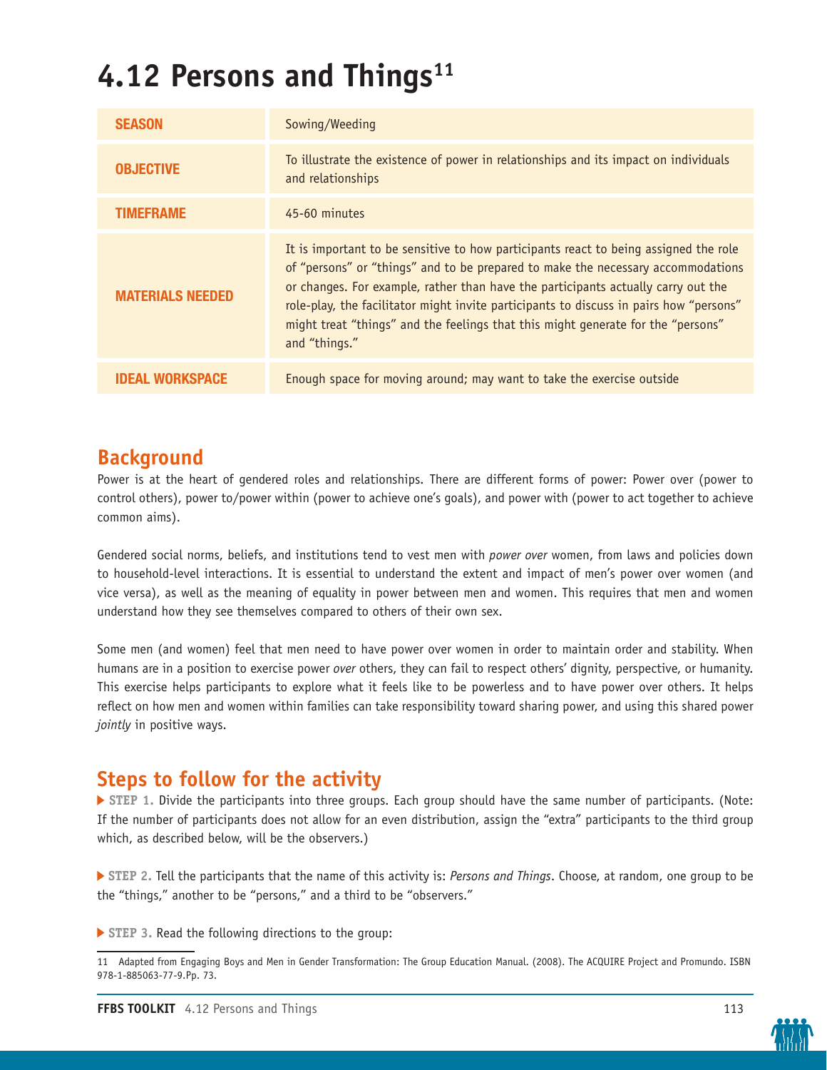# 4.12 Persons and Things[11]

| | |
|---|---|
| **SEASON** | Sowing/Weeding |
| **OBJECTIVE** | To illustrate the existence of power in relationships and its impact on individuals and relationships |
| **TIMEFRAME** | 45-60 minutes |
| **MATERIALS NEEDED** | It is important to be sensitive to how participants react to being assigned the role of "persons" or "things" and to be prepared to make the necessary accommodations or changes. For example, rather than have the participants actually carry out the role-play, the facilitator might invite participants to discuss in pairs how "persons" might treat "things" and the feelings that this might generate for the "persons" and "things." |
| **IDEAL WORKSPACE** | Enough space for moving around; may want to take the exercise outside |

## Background

Power is at the heart of gendered roles and relationships. There are different forms of power: Power over (power to control others), power to/power within (power to achieve one's goals), and power with (power to act together to achieve common aims).

Gendered social norms, beliefs, and institutions tend to vest men with *power over* women, from laws and policies down to household-level interactions. It is essential to understand the extent and impact of men's power over women (and vice versa), as well as the meaning of equality in power between men and women. This requires that men and women understand how they see themselves compared to others of their own sex.

Some men (and women) feel that men need to have power over women in order to maintain order and stability. When humans are in a position to exercise power *over* others, they can fail to respect others' dignity, perspective, or humanity. This exercise helps participants to explore what it feels like to be powerless and to have power over others. It helps reflect on how men and women within families can take responsibility toward sharing power, and using this shared power *jointly* in positive ways.

## Steps to follow for the activity

▶ **STEP 1.** Divide the participants into three groups. Each group should have the same number of participants. (Note: If the number of participants does not allow for an even distribution, assign the "extra" participants to the third group which, as described below, will be the observers.)

▶ **STEP 2.** Tell the participants that the name of this activity is: *Persons and Things*. Choose, at random, one group to be the "things," another to be "persons," and a third to be "observers."

▶ **STEP 3.** Read the following directions to the group:

11 Adapted from Engaging Boys and Men in Gender Transformation: The Group Education Manual. (2008). The ACQUIRE Project and Promundo. ISBN 978-1-885063-77-9.Pp. 73.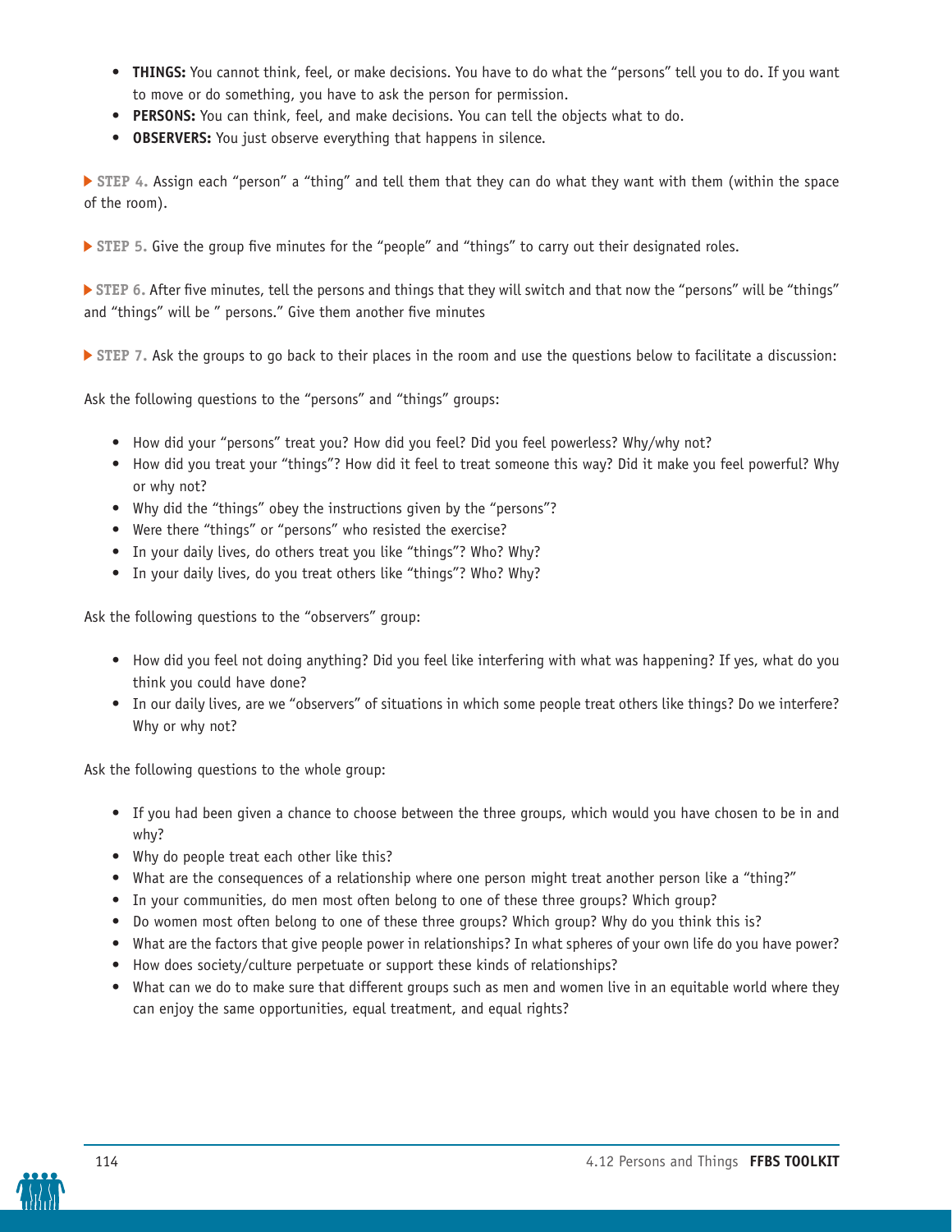- **THINGS:** You cannot think, feel, or make decisions. You have to do what the "persons" tell you to do. If you want to move or do something, you have to ask the person for permission.
- **PERSONS:** You can think, feel, and make decisions. You can tell the objects what to do.
- **OBSERVERS:** You just observe everything that happens in silence.

▶ **STEP 4.** Assign each "person" a "thing" and tell them that they can do what they want with them (within the space of the room).

▶ **STEP 5.** Give the group five minutes for the "people" and "things" to carry out their designated roles.

▶ **STEP 6.** After five minutes, tell the persons and things that they will switch and that now the "persons" will be "things" and "things" will be " persons." Give them another five minutes

▶ **STEP 7.** Ask the groups to go back to their places in the room and use the questions below to facilitate a discussion:

Ask the following questions to the "persons" and "things" groups:

- How did your "persons" treat you? How did you feel? Did you feel powerless? Why/why not?
- How did you treat your "things"? How did it feel to treat someone this way? Did it make you feel powerful? Why or why not?
- Why did the "things" obey the instructions given by the "persons"?
- Were there "things" or "persons" who resisted the exercise?
- In your daily lives, do others treat you like "things"? Who? Why?
- In your daily lives, do you treat others like "things"? Who? Why?

Ask the following questions to the "observers" group:

- How did you feel not doing anything? Did you feel like interfering with what was happening? If yes, what do you think you could have done?
- In our daily lives, are we "observers" of situations in which some people treat others like things? Do we interfere? Why or why not?

Ask the following questions to the whole group:

- If you had been given a chance to choose between the three groups, which would you have chosen to be in and why?
- Why do people treat each other like this?
- What are the consequences of a relationship where one person might treat another person like a "thing?"
- In your communities, do men most often belong to one of these three groups? Which group?
- Do women most often belong to one of these three groups? Which group? Why do you think this is?
- What are the factors that give people power in relationships? In what spheres of your own life do you have power?
- How does society/culture perpetuate or support these kinds of relationships?
- What can we do to make sure that different groups such as men and women live in an equitable world where they can enjoy the same opportunities, equal treatment, and equal rights?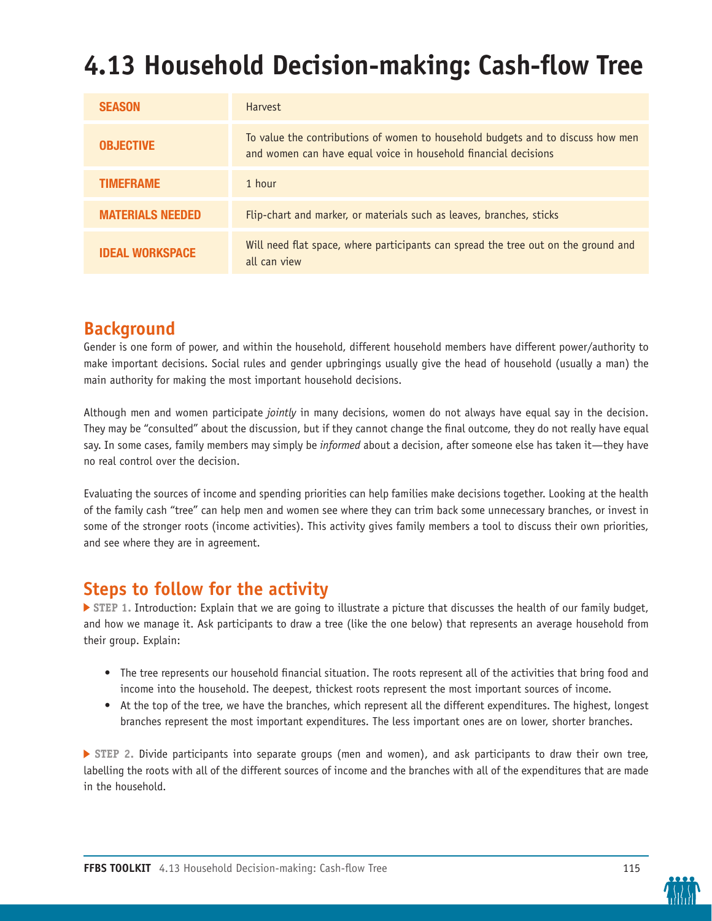# 4.13 Household Decision-making: Cash-flow Tree

| | |
|---|---|
| **SEASON** | Harvest |
| **OBJECTIVE** | To value the contributions of women to household budgets and to discuss how men and women can have equal voice in household financial decisions |
| **TIMEFRAME** | 1 hour |
| **MATERIALS NEEDED** | Flip-chart and marker, or materials such as leaves, branches, sticks |
| **IDEAL WORKSPACE** | Will need flat space, where participants can spread the tree out on the ground and all can view |

## Background

Gender is one form of power, and within the household, different household members have different power/authority to make important decisions. Social rules and gender upbringings usually give the head of household (usually a man) the main authority for making the most important household decisions.

Although men and women participate *jointly* in many decisions, women do not always have equal say in the decision. They may be "consulted" about the discussion, but if they cannot change the final outcome, they do not really have equal say. In some cases, family members may simply be *informed* about a decision, after someone else has taken it—they have no real control over the decision.

Evaluating the sources of income and spending priorities can help families make decisions together. Looking at the health of the family cash "tree" can help men and women see where they can trim back some unnecessary branches, or invest in some of the stronger roots (income activities). This activity gives family members a tool to discuss their own priorities, and see where they are in agreement.

## Steps to follow for the activity

▶ **STEP 1.** Introduction: Explain that we are going to illustrate a picture that discusses the health of our family budget, and how we manage it. Ask participants to draw a tree (like the one below) that represents an average household from their group. Explain:

- The tree represents our household financial situation. The roots represent all of the activities that bring food and income into the household. The deepest, thickest roots represent the most important sources of income.
- At the top of the tree, we have the branches, which represent all the different expenditures. The highest, longest branches represent the most important expenditures. The less important ones are on lower, shorter branches.

▶ **STEP 2.** Divide participants into separate groups (men and women), and ask participants to draw their own tree, labelling the roots with all of the different sources of income and the branches with all of the expenditures that are made in the household.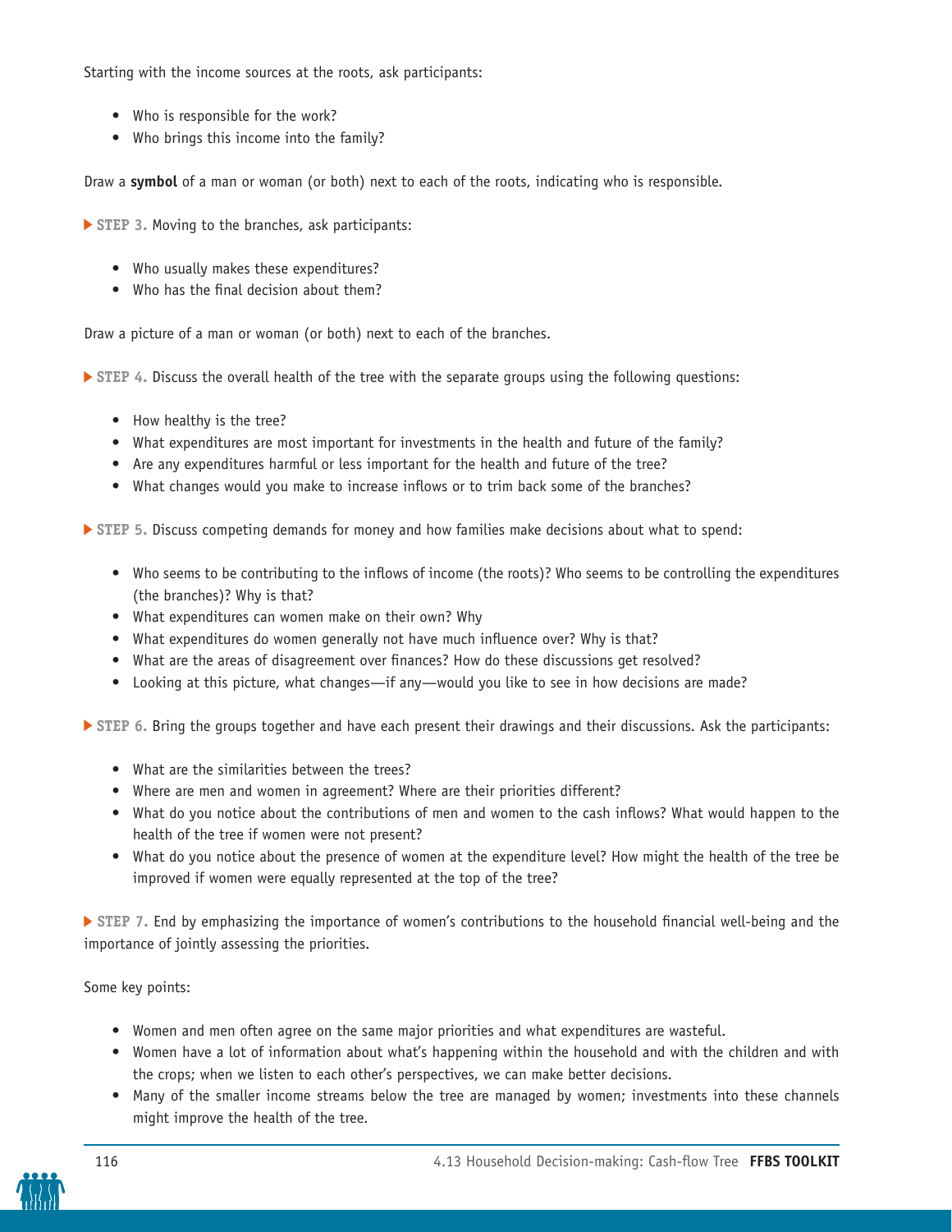Starting with the income sources at the roots, ask participants:

- Who is responsible for the work?
- Who brings this income into the family?

Draw a **symbol** of a man or woman (or both) next to each of the roots, indicating who is responsible.

▶ **STEP 3.** Moving to the branches, ask participants:

- Who usually makes these expenditures?
- Who has the final decision about them?

Draw a picture of a man or woman (or both) next to each of the branches.

▶ **STEP 4.** Discuss the overall health of the tree with the separate groups using the following questions:

- How healthy is the tree?
- What expenditures are most important for investments in the health and future of the family?
- Are any expenditures harmful or less important for the health and future of the tree?
- What changes would you make to increase inflows or to trim back some of the branches?

▶ **STEP 5.** Discuss competing demands for money and how families make decisions about what to spend:

- Who seems to be contributing to the inflows of income (the roots)? Who seems to be controlling the expenditures (the branches)? Why is that?
- What expenditures can women make on their own? Why
- What expenditures do women generally not have much influence over? Why is that?
- What are the areas of disagreement over finances? How do these discussions get resolved?
- Looking at this picture, what changes—if any—would you like to see in how decisions are made?

▶ **STEP 6.** Bring the groups together and have each present their drawings and their discussions. Ask the participants:

- What are the similarities between the trees?
- Where are men and women in agreement? Where are their priorities different?
- What do you notice about the contributions of men and women to the cash inflows? What would happen to the health of the tree if women were not present?
- What do you notice about the presence of women at the expenditure level? How might the health of the tree be improved if women were equally represented at the top of the tree?

▶ **STEP 7.** End by emphasizing the importance of women's contributions to the household financial well-being and the importance of jointly assessing the priorities.

Some key points:

- Women and men often agree on the same major priorities and what expenditures are wasteful.
- Women have a lot of information about what's happening within the household and with the children and with the crops; when we listen to each other's perspectives, we can make better decisions.
- Many of the smaller income streams below the tree are managed by women; investments into these channels might improve the health of the tree.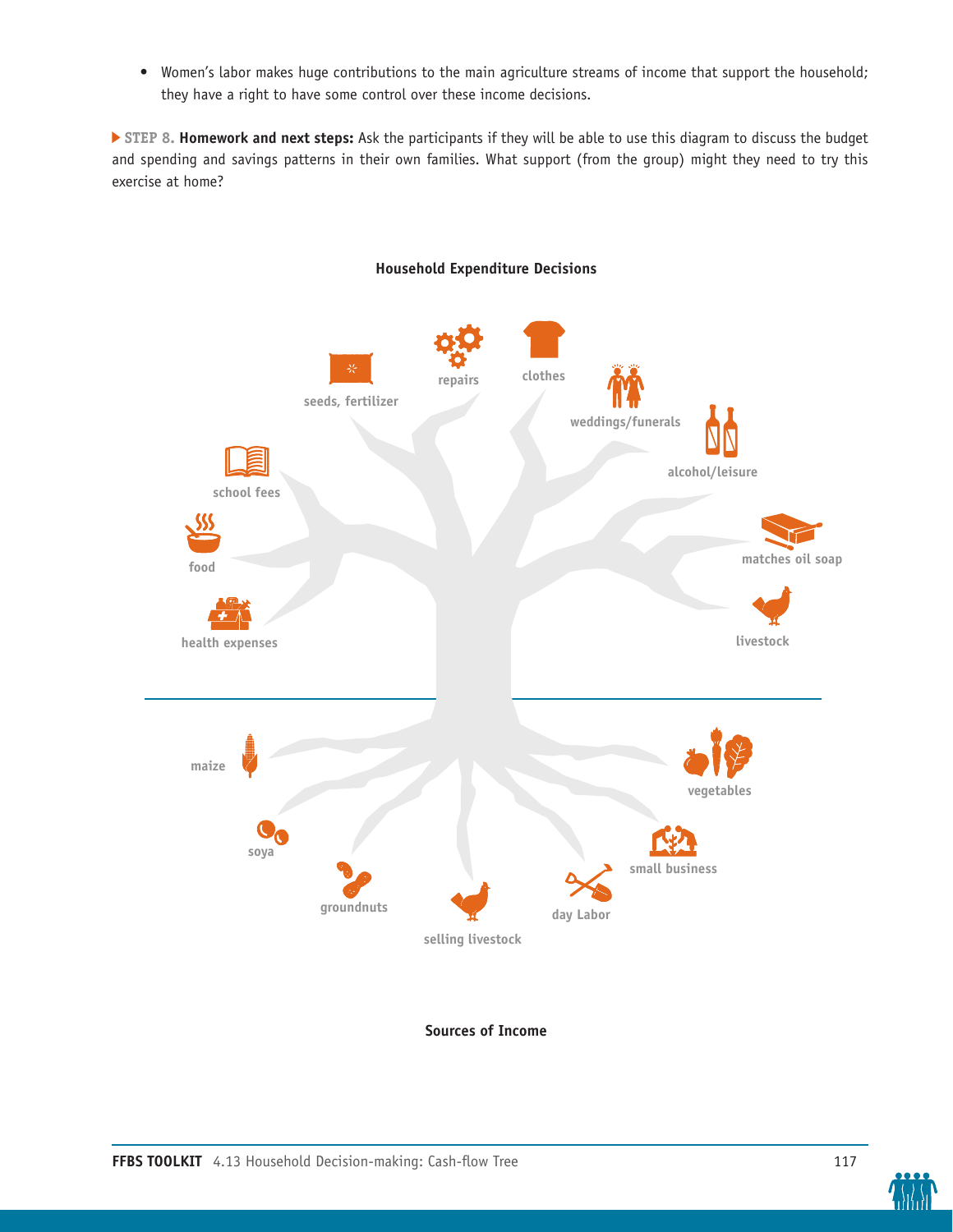- Women's labor makes huge contributions to the main agriculture streams of income that support the household; they have a right to have some control over these income decisions.

▶ **STEP 8. Homework and next steps:** Ask the participants if they will be able to use this diagram to discuss the budget and spending and savings patterns in their own families. What support (from the group) might they need to try this exercise at home?

**Household Expenditure Decisions**

seeds, fertilizer

repairs

clothes

weddings/funerals

alcohol/leisure

school fees

food

matches oil soap

health expenses

livestock

maize

vegetables

soya

small business

groundnuts

day Labor

selling livestock

**Sources of Income**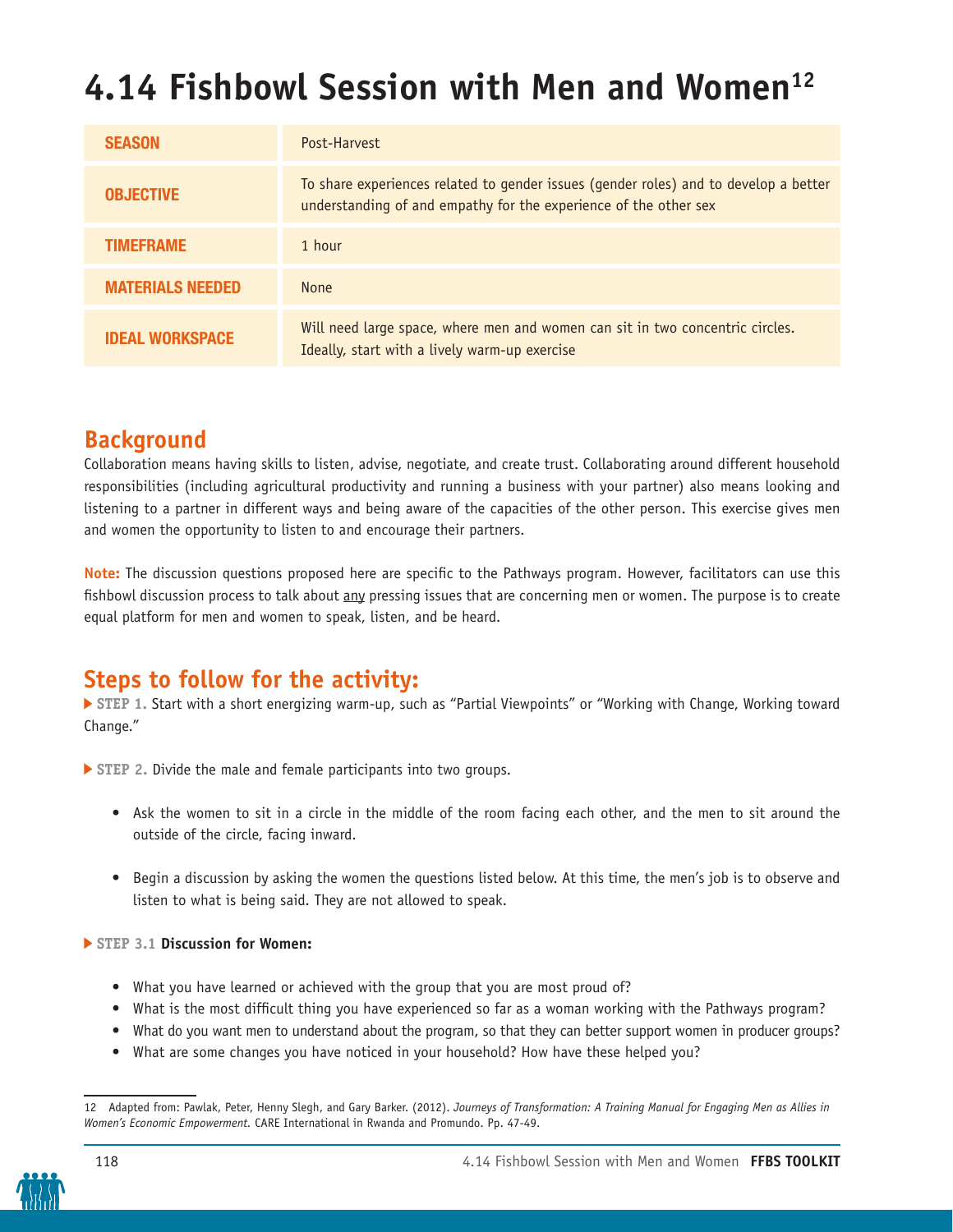# 4.14 Fishbowl Session with Men and Women[12]

| | |
|---|---|
| **SEASON** | Post-Harvest |
| **OBJECTIVE** | To share experiences related to gender issues (gender roles) and to develop a better understanding of and empathy for the experience of the other sex |
| **TIMEFRAME** | 1 hour |
| **MATERIALS NEEDED** | None |
| **IDEAL WORKSPACE** | Will need large space, where men and women can sit in two concentric circles. Ideally, start with a lively warm-up exercise |

## Background

Collaboration means having skills to listen, advise, negotiate, and create trust. Collaborating around different household responsibilities (including agricultural productivity and running a business with your partner) also means looking and listening to a partner in different ways and being aware of the capacities of the other person. This exercise gives men and women the opportunity to listen to and encourage their partners.

**Note:** The discussion questions proposed here are specific to the Pathways program. However, facilitators can use this fishbowl discussion process to talk about any pressing issues that are concerning men or women. The purpose is to create equal platform for men and women to speak, listen, and be heard.

## Steps to follow for the activity:

**STEP 1.** Start with a short energizing warm-up, such as "Partial Viewpoints" or "Working with Change, Working toward Change."

**STEP 2.** Divide the male and female participants into two groups.

- Ask the women to sit in a circle in the middle of the room facing each other, and the men to sit around the outside of the circle, facing inward.
- Begin a discussion by asking the women the questions listed below. At this time, the men's job is to observe and listen to what is being said. They are not allowed to speak.

**STEP 3.1 Discussion for Women:**

- What you have learned or achieved with the group that you are most proud of?
- What is the most difficult thing you have experienced so far as a woman working with the Pathways program?
- What do you want men to understand about the program, so that they can better support women in producer groups?
- What are some changes you have noticed in your household? How have these helped you?

---

12 Adapted from: Pawlak, Peter, Henny Slegh, and Gary Barker. (2012). *Journeys of Transformation: A Training Manual for Engaging Men as Allies in Women's Economic Empowerment.* CARE International in Rwanda and Promundo. Pp. 47-49.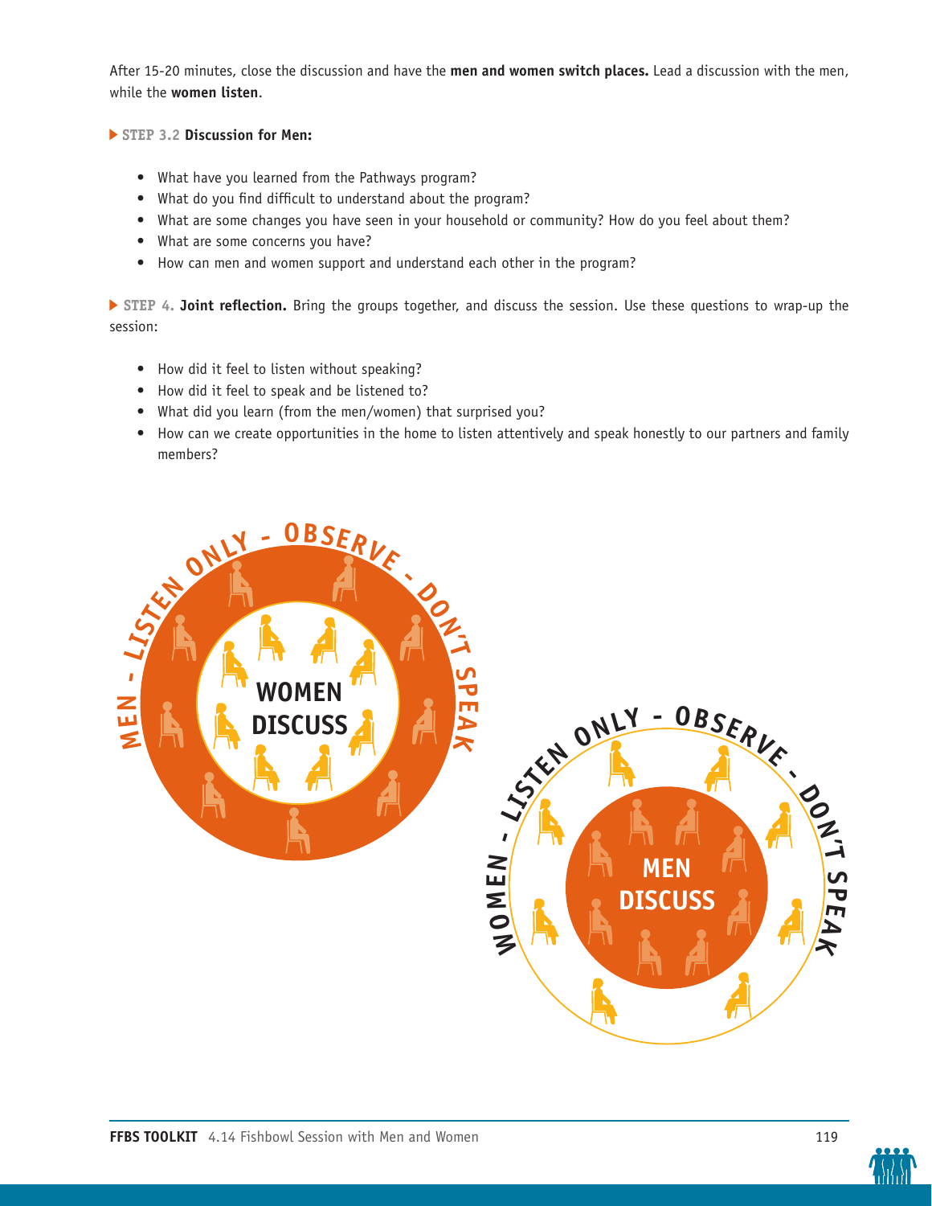After 15-20 minutes, close the discussion and have the **men and women switch places.** Lead a discussion with the men, while the **women listen**.

▶ **STEP 3.2 Discussion for Men:**

- What have you learned from the Pathways program?
- What do you find difficult to understand about the program?
- What are some changes you have seen in your household or community? How do you feel about them?
- What are some concerns you have?
- How can men and women support and understand each other in the program?

▶ **STEP 4. Joint reflection.** Bring the groups together, and discuss the session. Use these questions to wrap-up the session:

- How did it feel to listen without speaking?
- How did it feel to speak and be listened to?
- What did you learn (from the men/women) that surprised you?
- How can we create opportunities in the home to listen attentively and speak honestly to our partners and family members?

MEN - LISTEN ONLY - OBSERVE - DON'T SPEAK

WOMEN DISCUSS

WOMEN - LISTEN ONLY - OBSERVE - DON'T SPEAK

MEN DISCUSS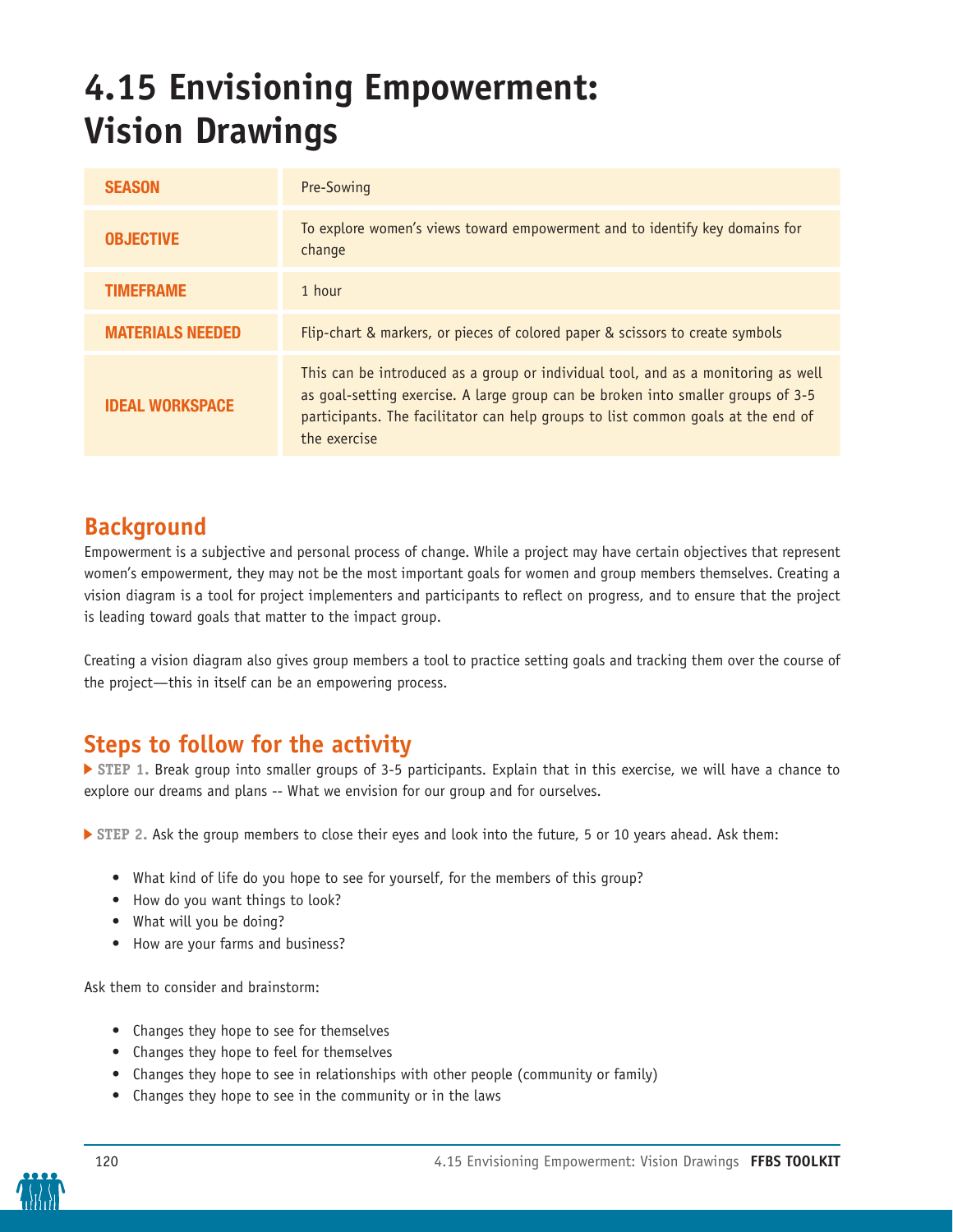# 4.15 Envisioning Empowerment: Vision Drawings

| | |
|---|---|
| **SEASON** | Pre-Sowing |
| **OBJECTIVE** | To explore women's views toward empowerment and to identify key domains for change |
| **TIMEFRAME** | 1 hour |
| **MATERIALS NEEDED** | Flip-chart & markers, or pieces of colored paper & scissors to create symbols |
| **IDEAL WORKSPACE** | This can be introduced as a group or individual tool, and as a monitoring as well as goal-setting exercise. A large group can be broken into smaller groups of 3-5 participants. The facilitator can help groups to list common goals at the end of the exercise |

## Background

Empowerment is a subjective and personal process of change. While a project may have certain objectives that represent women's empowerment, they may not be the most important goals for women and group members themselves. Creating a vision diagram is a tool for project implementers and participants to reflect on progress, and to ensure that the project is leading toward goals that matter to the impact group.

Creating a vision diagram also gives group members a tool to practice setting goals and tracking them over the course of the project—this in itself can be an empowering process.

## Steps to follow for the activity

▶ **STEP 1.** Break group into smaller groups of 3-5 participants. Explain that in this exercise, we will have a chance to explore our dreams and plans -- What we envision for our group and for ourselves.

▶ **STEP 2.** Ask the group members to close their eyes and look into the future, 5 or 10 years ahead. Ask them:

- What kind of life do you hope to see for yourself, for the members of this group?
- How do you want things to look?
- What will you be doing?
- How are your farms and business?

Ask them to consider and brainstorm:

- Changes they hope to see for themselves
- Changes they hope to feel for themselves
- Changes they hope to see in relationships with other people (community or family)
- Changes they hope to see in the community or in the laws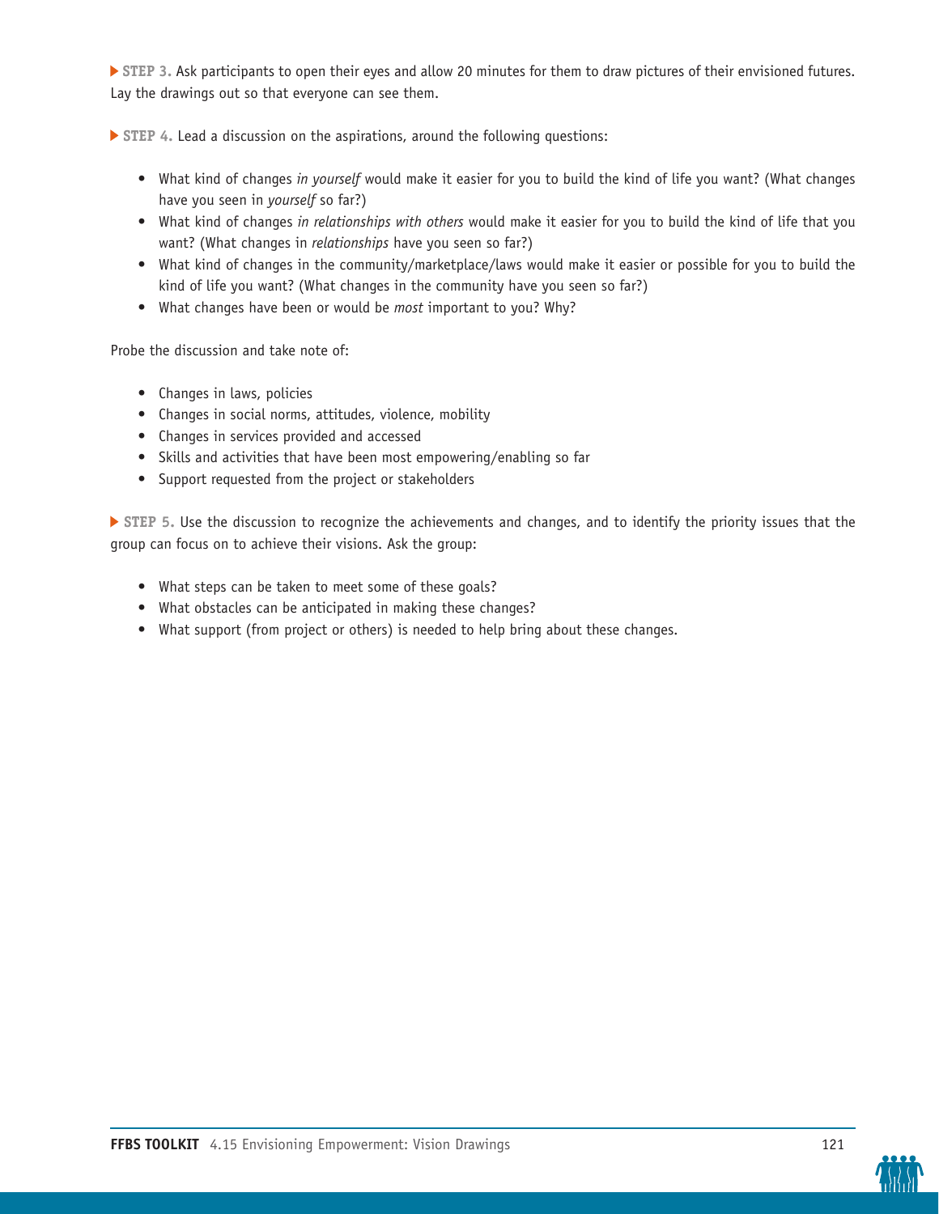▶ **STEP 3.** Ask participants to open their eyes and allow 20 minutes for them to draw pictures of their envisioned futures. Lay the drawings out so that everyone can see them.

▶ **STEP 4.** Lead a discussion on the aspirations, around the following questions:

- What kind of changes *in yourself* would make it easier for you to build the kind of life you want? (What changes have you seen in *yourself* so far?)
- What kind of changes *in relationships with others* would make it easier for you to build the kind of life that you want? (What changes in *relationships* have you seen so far?)
- What kind of changes in the community/marketplace/laws would make it easier or possible for you to build the kind of life you want? (What changes in the community have you seen so far?)
- What changes have been or would be *most* important to you? Why?

Probe the discussion and take note of:

- Changes in laws, policies
- Changes in social norms, attitudes, violence, mobility
- Changes in services provided and accessed
- Skills and activities that have been most empowering/enabling so far
- Support requested from the project or stakeholders

▶ **STEP 5.** Use the discussion to recognize the achievements and changes, and to identify the priority issues that the group can focus on to achieve their visions. Ask the group:

- What steps can be taken to meet some of these goals?
- What obstacles can be anticipated in making these changes?
- What support (from project or others) is needed to help bring about these changes.